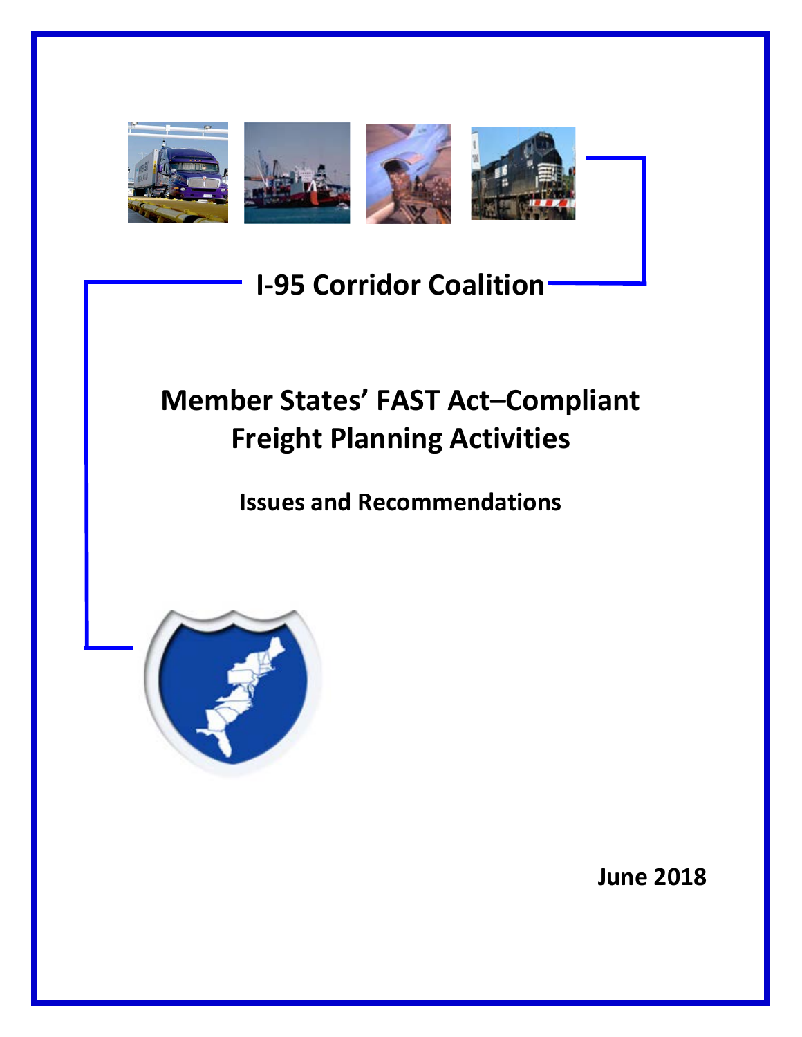# I-95 Corridor Coalition

# Member States' FAST Act–Compliant Freight Planning Activities

## Issues and Recommendations

June 2018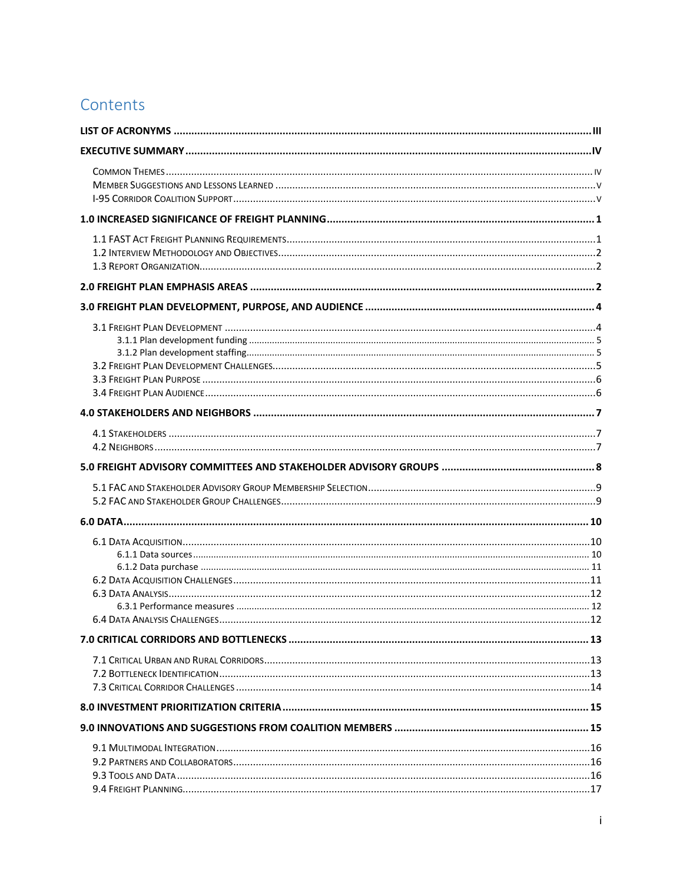# Contents

**LIST OF ACRONYMS** ..... III

**EXECUTIVE SUMMARY** ..... IV

- Common Themes ..... IV
- Member Suggestions and Lessons Learned ..... V
- I-95 Corridor Coalition Support ..... V

**1.0 INCREASED SIGNIFICANCE OF FREIGHT PLANNING** ..... 1

- 1.1 FAST Act Freight Planning Requirements ..... 1
- 1.2 Interview Methodology and Objectives ..... 2
- 1.3 Report Organization ..... 2

**2.0 FREIGHT PLAN EMPHASIS AREAS** ..... 2

**3.0 FREIGHT PLAN DEVELOPMENT, PURPOSE, AND AUDIENCE** ..... 4

- 3.1 Freight Plan Development ..... 4
  - 3.1.1 Plan development funding ..... 5
  - 3.1.2 Plan development staffing ..... 5
- 3.2 Freight Plan Development Challenges ..... 5
- 3.3 Freight Plan Purpose ..... 6
- 3.4 Freight Plan Audience ..... 6

**4.0 STAKEHOLDERS AND NEIGHBORS** ..... 7

- 4.1 Stakeholders ..... 7
- 4.2 Neighbors ..... 7

**5.0 FREIGHT ADVISORY COMMITTEES AND STAKEHOLDER ADVISORY GROUPS** ..... 8

- 5.1 FAC and Stakeholder Advisory Group Membership Selection ..... 9
- 5.2 FAC and Stakeholder Group Challenges ..... 9

**6.0 DATA** ..... 10

- 6.1 Data Acquisition ..... 10
  - 6.1.1 Data sources ..... 10
  - 6.1.2 Data purchase ..... 11
- 6.2 Data Acquisition Challenges ..... 11
- 6.3 Data Analysis ..... 12
  - 6.3.1 Performance measures ..... 12
- 6.4 Data Analysis Challenges ..... 12

**7.0 CRITICAL CORRIDORS AND BOTTLENECKS** ..... 13

- 7.1 Critical Urban and Rural Corridors ..... 13
- 7.2 Bottleneck Identification ..... 13
- 7.3 Critical Corridor Challenges ..... 14

**8.0 INVESTMENT PRIORITIZATION CRITERIA** ..... 15

**9.0 INNOVATIONS AND SUGGESTIONS FROM COALITION MEMBERS** ..... 15

- 9.1 Multimodal Integration ..... 16
- 9.2 Partners and Collaborators ..... 16
- 9.3 Tools and Data ..... 16
- 9.4 Freight Planning ..... 17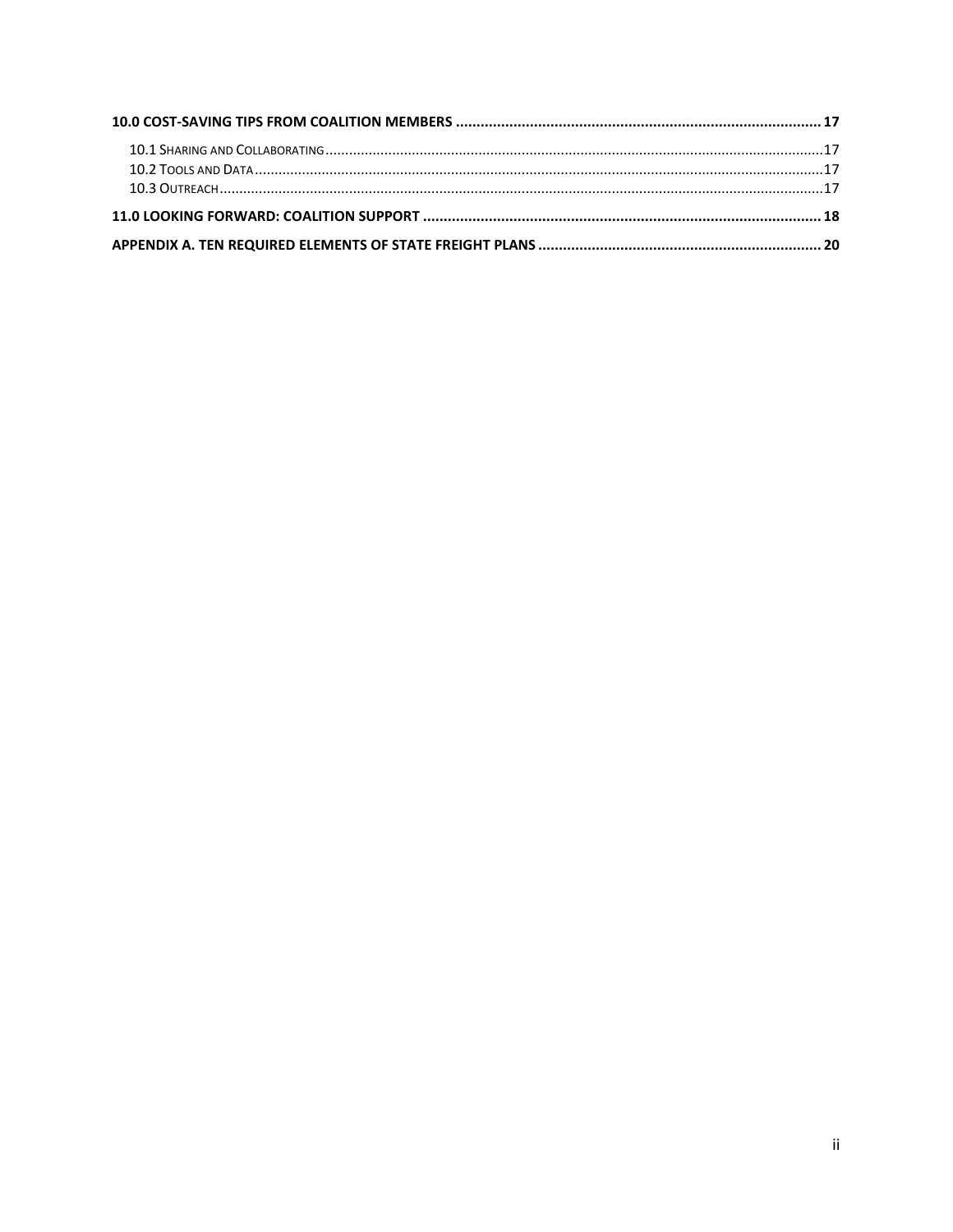**10.0 COST-SAVING TIPS FROM COALITION MEMBERS** ........................................................................................ 17

- 10.1 SHARING AND COLLABORATING ........................................................................................ 17
- 10.2 TOOLS AND DATA ........................................................................................ 17
- 10.3 OUTREACH ........................................................................................ 17

**11.0 LOOKING FORWARD: COALITION SUPPORT** ........................................................................................ 18

**APPENDIX A. TEN REQUIRED ELEMENTS OF STATE FREIGHT PLANS** ........................................................................................ 20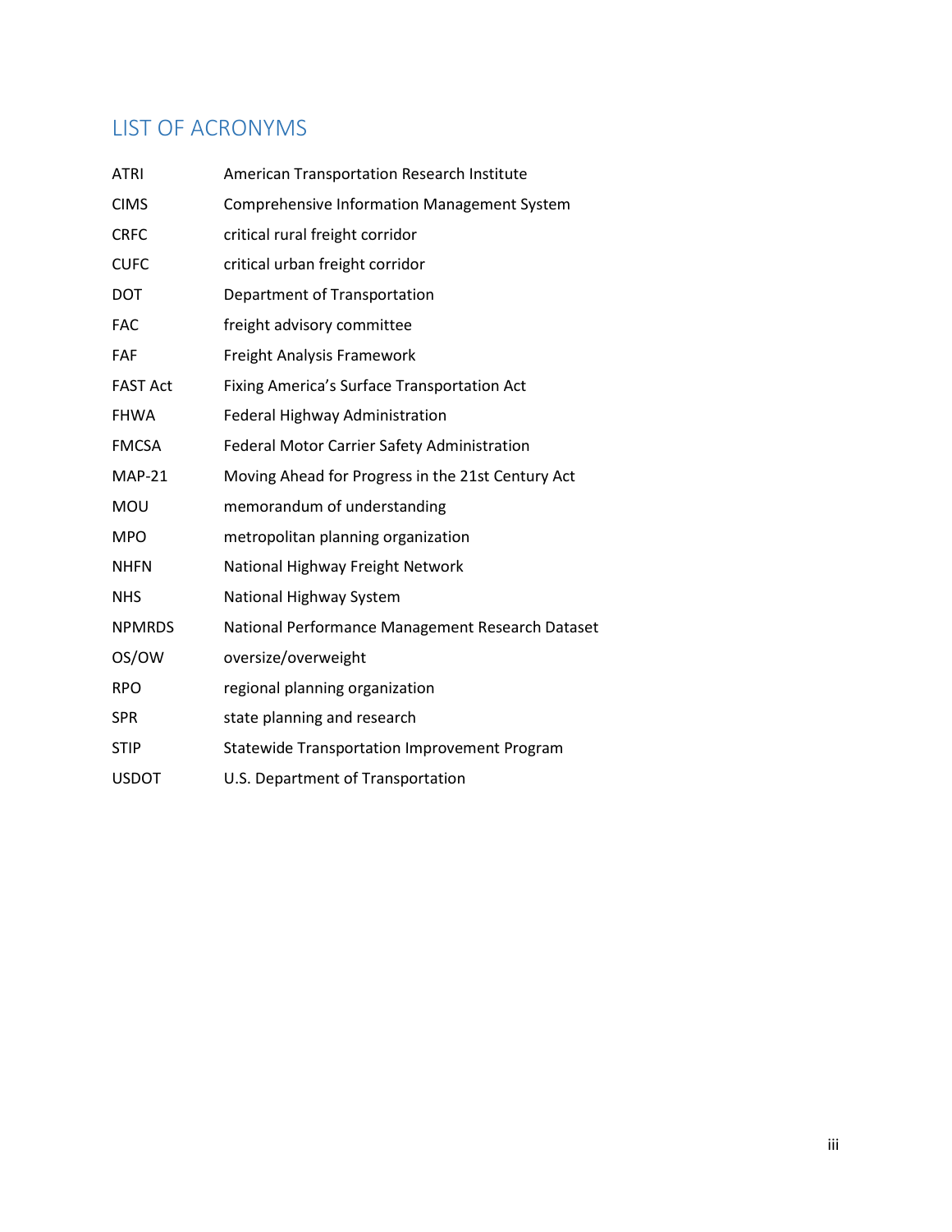## LIST OF ACRONYMS

| | |
|---|---|
| ATRI | American Transportation Research Institute |
| CIMS | Comprehensive Information Management System |
| CRFC | critical rural freight corridor |
| CUFC | critical urban freight corridor |
| DOT | Department of Transportation |
| FAC | freight advisory committee |
| FAF | Freight Analysis Framework |
| FAST Act | Fixing America's Surface Transportation Act |
| FHWA | Federal Highway Administration |
| FMCSA | Federal Motor Carrier Safety Administration |
| MAP-21 | Moving Ahead for Progress in the 21st Century Act |
| MOU | memorandum of understanding |
| MPO | metropolitan planning organization |
| NHFN | National Highway Freight Network |
| NHS | National Highway System |
| NPMRDS | National Performance Management Research Dataset |
| OS/OW | oversize/overweight |
| RPO | regional planning organization |
| SPR | state planning and research |
| STIP | Statewide Transportation Improvement Program |
| USDOT | U.S. Department of Transportation |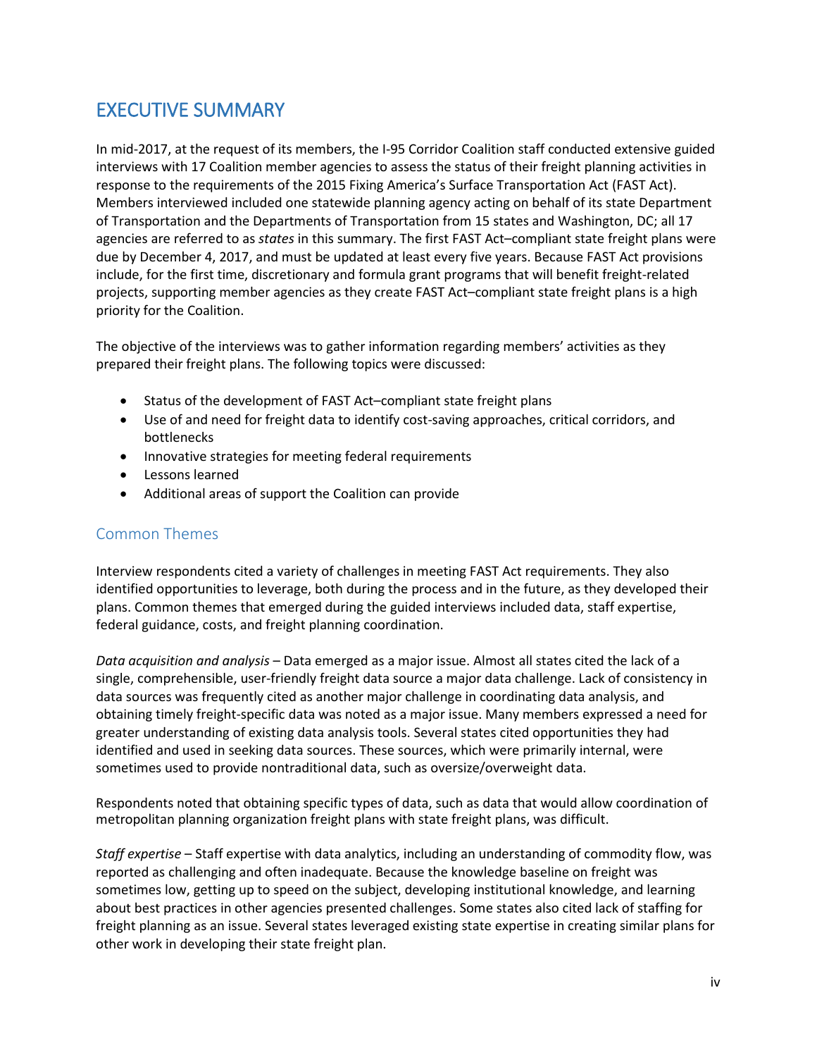# EXECUTIVE SUMMARY

In mid-2017, at the request of its members, the I-95 Corridor Coalition staff conducted extensive guided interviews with 17 Coalition member agencies to assess the status of their freight planning activities in response to the requirements of the 2015 Fixing America's Surface Transportation Act (FAST Act). Members interviewed included one statewide planning agency acting on behalf of its state Department of Transportation and the Departments of Transportation from 15 states and Washington, DC; all 17 agencies are referred to as *states* in this summary. The first FAST Act–compliant state freight plans were due by December 4, 2017, and must be updated at least every five years. Because FAST Act provisions include, for the first time, discretionary and formula grant programs that will benefit freight-related projects, supporting member agencies as they create FAST Act–compliant state freight plans is a high priority for the Coalition.

The objective of the interviews was to gather information regarding members' activities as they prepared their freight plans. The following topics were discussed:

- Status of the development of FAST Act–compliant state freight plans
- Use of and need for freight data to identify cost-saving approaches, critical corridors, and bottlenecks
- Innovative strategies for meeting federal requirements
- Lessons learned
- Additional areas of support the Coalition can provide

## Common Themes

Interview respondents cited a variety of challenges in meeting FAST Act requirements. They also identified opportunities to leverage, both during the process and in the future, as they developed their plans. Common themes that emerged during the guided interviews included data, staff expertise, federal guidance, costs, and freight planning coordination.

*Data acquisition and analysis* – Data emerged as a major issue. Almost all states cited the lack of a single, comprehensible, user-friendly freight data source a major data challenge. Lack of consistency in data sources was frequently cited as another major challenge in coordinating data analysis, and obtaining timely freight-specific data was noted as a major issue. Many members expressed a need for greater understanding of existing data analysis tools. Several states cited opportunities they had identified and used in seeking data sources. These sources, which were primarily internal, were sometimes used to provide nontraditional data, such as oversize/overweight data.

Respondents noted that obtaining specific types of data, such as data that would allow coordination of metropolitan planning organization freight plans with state freight plans, was difficult.

*Staff expertise* – Staff expertise with data analytics, including an understanding of commodity flow, was reported as challenging and often inadequate. Because the knowledge baseline on freight was sometimes low, getting up to speed on the subject, developing institutional knowledge, and learning about best practices in other agencies presented challenges. Some states also cited lack of staffing for freight planning as an issue. Several states leveraged existing state expertise in creating similar plans for other work in developing their state freight plan.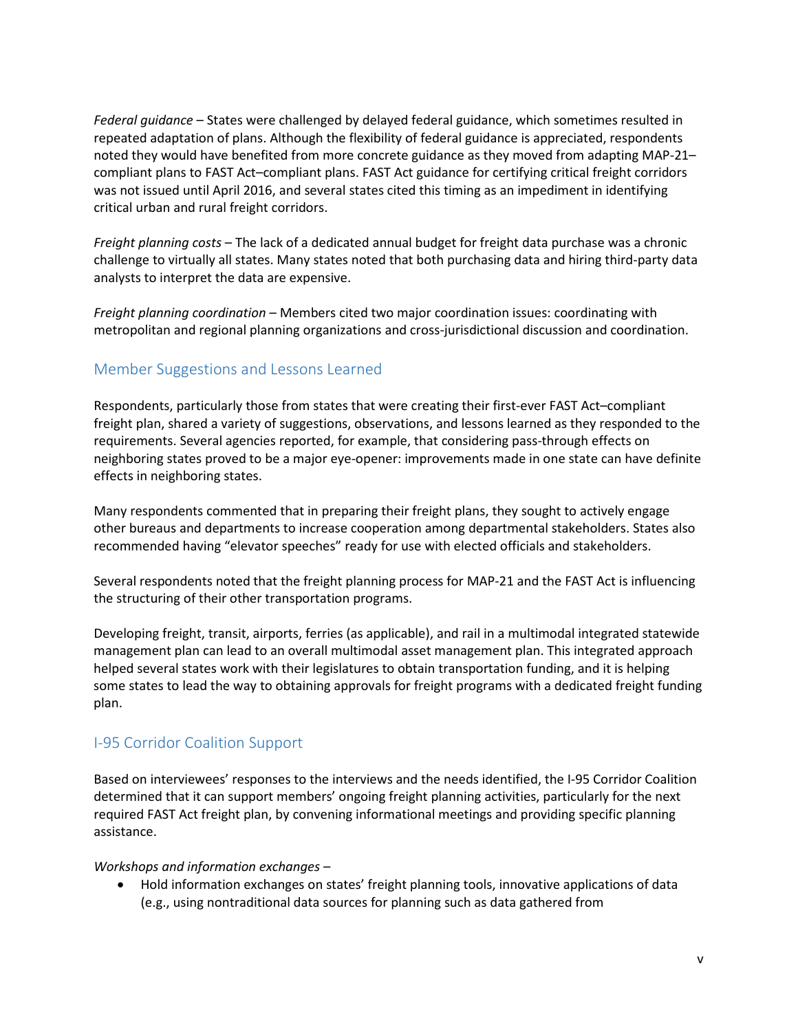*Federal guidance* – States were challenged by delayed federal guidance, which sometimes resulted in repeated adaptation of plans. Although the flexibility of federal guidance is appreciated, respondents noted they would have benefited from more concrete guidance as they moved from adapting MAP-21–compliant plans to FAST Act–compliant plans. FAST Act guidance for certifying critical freight corridors was not issued until April 2016, and several states cited this timing as an impediment in identifying critical urban and rural freight corridors.

*Freight planning costs* – The lack of a dedicated annual budget for freight data purchase was a chronic challenge to virtually all states. Many states noted that both purchasing data and hiring third-party data analysts to interpret the data are expensive.

*Freight planning coordination* – Members cited two major coordination issues: coordinating with metropolitan and regional planning organizations and cross-jurisdictional discussion and coordination.

## Member Suggestions and Lessons Learned

Respondents, particularly those from states that were creating their first-ever FAST Act–compliant freight plan, shared a variety of suggestions, observations, and lessons learned as they responded to the requirements. Several agencies reported, for example, that considering pass-through effects on neighboring states proved to be a major eye-opener: improvements made in one state can have definite effects in neighboring states.

Many respondents commented that in preparing their freight plans, they sought to actively engage other bureaus and departments to increase cooperation among departmental stakeholders. States also recommended having "elevator speeches" ready for use with elected officials and stakeholders.

Several respondents noted that the freight planning process for MAP-21 and the FAST Act is influencing the structuring of their other transportation programs.

Developing freight, transit, airports, ferries (as applicable), and rail in a multimodal integrated statewide management plan can lead to an overall multimodal asset management plan. This integrated approach helped several states work with their legislatures to obtain transportation funding, and it is helping some states to lead the way to obtaining approvals for freight programs with a dedicated freight funding plan.

## I-95 Corridor Coalition Support

Based on interviewees' responses to the interviews and the needs identified, the I-95 Corridor Coalition determined that it can support members' ongoing freight planning activities, particularly for the next required FAST Act freight plan, by convening informational meetings and providing specific planning assistance.

*Workshops and information exchanges* –

- Hold information exchanges on states' freight planning tools, innovative applications of data (e.g., using nontraditional data sources for planning such as data gathered from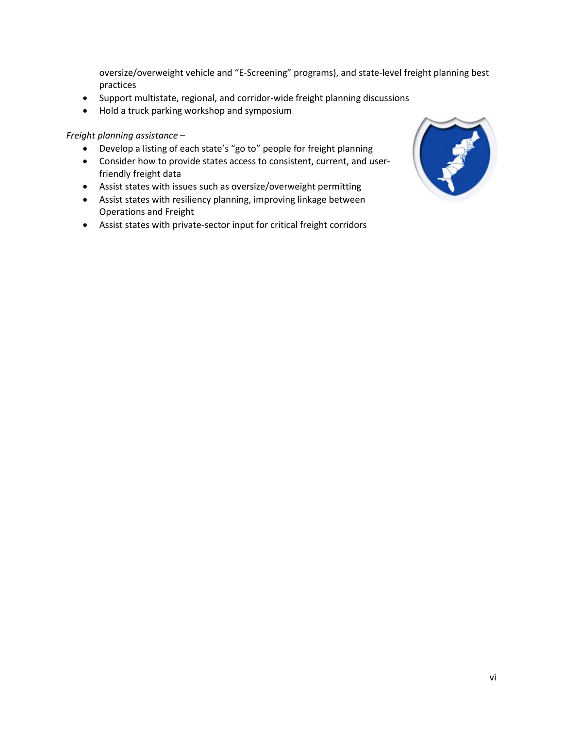oversize/overweight vehicle and "E-Screening" programs), and state-level freight planning best practices

- Support multistate, regional, and corridor-wide freight planning discussions
- Hold a truck parking workshop and symposium

*Freight planning assistance* –

- Develop a listing of each state's "go to" people for freight planning
- Consider how to provide states access to consistent, current, and user-friendly freight data
- Assist states with issues such as oversize/overweight permitting
- Assist states with resiliency planning, improving linkage between Operations and Freight
- Assist states with private-sector input for critical freight corridors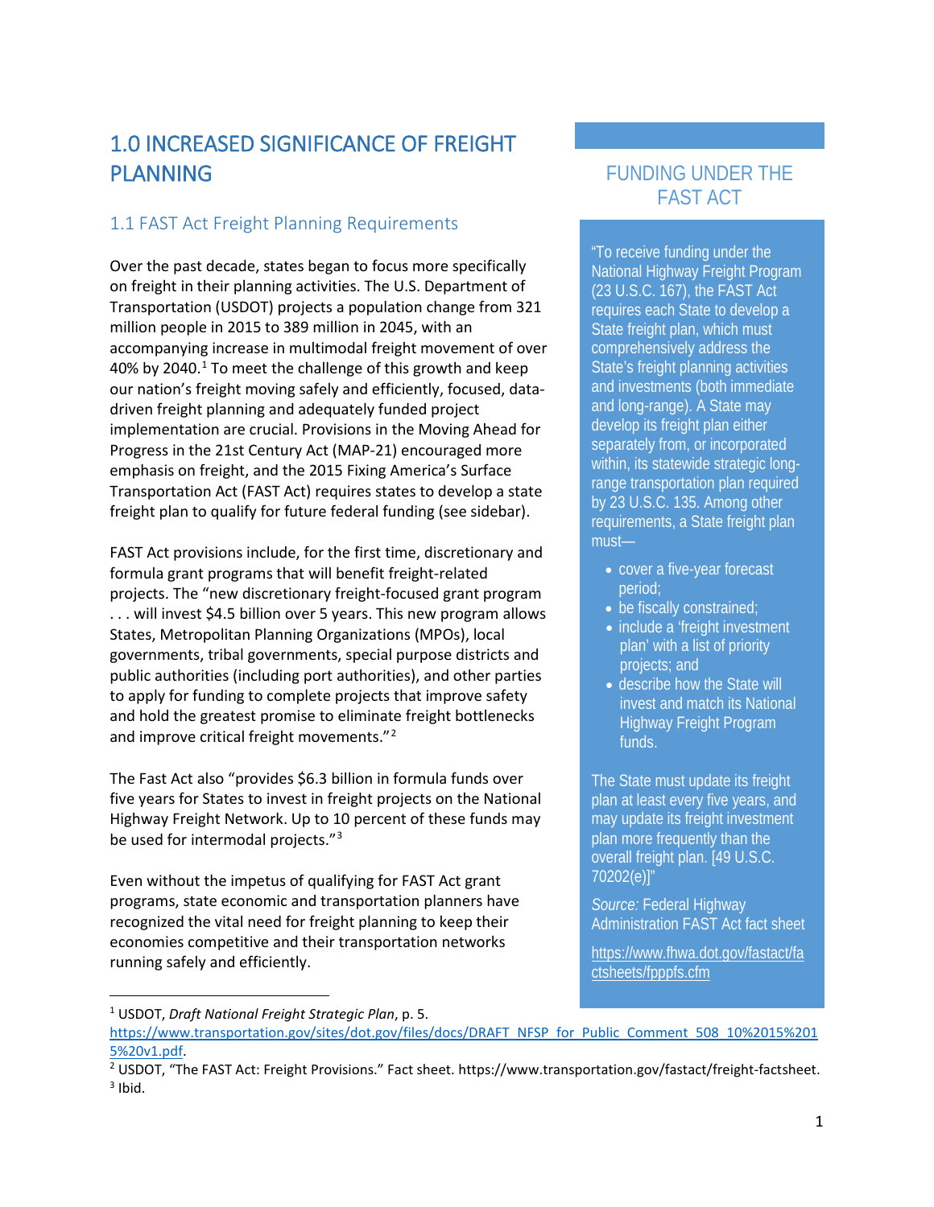# 1.0 INCREASED SIGNIFICANCE OF FREIGHT PLANNING

## 1.1 FAST Act Freight Planning Requirements

Over the past decade, states began to focus more specifically on freight in their planning activities. The U.S. Department of Transportation (USDOT) projects a population change from 321 million people in 2015 to 389 million in 2045, with an accompanying increase in multimodal freight movement of over 40% by 2040.[1] To meet the challenge of this growth and keep our nation's freight moving safely and efficiently, focused, data-driven freight planning and adequately funded project implementation are crucial. Provisions in the Moving Ahead for Progress in the 21st Century Act (MAP-21) encouraged more emphasis on freight, and the 2015 Fixing America's Surface Transportation Act (FAST Act) requires states to develop a state freight plan to qualify for future federal funding (see sidebar).

FAST Act provisions include, for the first time, discretionary and formula grant programs that will benefit freight-related projects. The "new discretionary freight-focused grant program . . . will invest $4.5 billion over 5 years. This new program allows States, Metropolitan Planning Organizations (MPOs), local governments, tribal governments, special purpose districts and public authorities (including port authorities), and other parties to apply for funding to complete projects that improve safety and hold the greatest promise to eliminate freight bottlenecks and improve critical freight movements."[2]

The Fast Act also "provides $6.3 billion in formula funds over five years for States to invest in freight projects on the National Highway Freight Network. Up to 10 percent of these funds may be used for intermodal projects."[3]

Even without the impetus of qualifying for FAST Act grant programs, state economic and transportation planners have recognized the vital need for freight planning to keep their economies competitive and their transportation networks running safely and efficiently.

### FUNDING UNDER THE FAST ACT

"To receive funding under the National Highway Freight Program (23 U.S.C. 167), the FAST Act requires each State to develop a State freight plan, which must comprehensively address the State's freight planning activities and investments (both immediate and long-range). A State may develop its freight plan either separately from, or incorporated within, its statewide strategic long-range transportation plan required by 23 U.S.C. 135. Among other requirements, a State freight plan must—

- cover a five-year forecast period;
- be fiscally constrained;
- include a 'freight investment plan' with a list of priority projects; and
- describe how the State will invest and match its National Highway Freight Program funds.

The State must update its freight plan at least every five years, and may update its freight investment plan more frequently than the overall freight plan. [49 U.S.C. 70202(e)]"

*Source:* Federal Highway Administration FAST Act fact sheet

https://www.fhwa.dot.gov/fastact/factsheets/fpppfs.cfm

---

[1] USDOT, *Draft National Freight Strategic Plan*, p. 5. https://www.transportation.gov/sites/dot.gov/files/docs/DRAFT_NFSP_for_Public_Comment_508_10%2015%2015%20v1.pdf.

[2] USDOT, "The FAST Act: Freight Provisions." Fact sheet. https://www.transportation.gov/fastact/freight-factsheet.

[3] Ibid.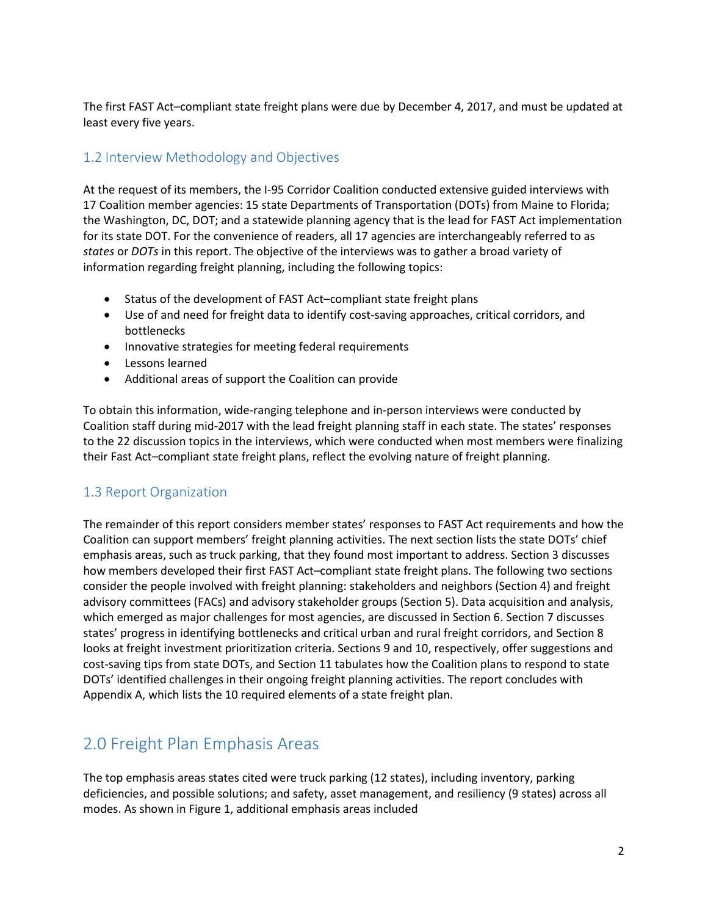The first FAST Act–compliant state freight plans were due by December 4, 2017, and must be updated at least every five years.

## 1.2 Interview Methodology and Objectives

At the request of its members, the I-95 Corridor Coalition conducted extensive guided interviews with 17 Coalition member agencies: 15 state Departments of Transportation (DOTs) from Maine to Florida; the Washington, DC, DOT; and a statewide planning agency that is the lead for FAST Act implementation for its state DOT. For the convenience of readers, all 17 agencies are interchangeably referred to as *states* or *DOTs* in this report. The objective of the interviews was to gather a broad variety of information regarding freight planning, including the following topics:

- Status of the development of FAST Act–compliant state freight plans
- Use of and need for freight data to identify cost-saving approaches, critical corridors, and bottlenecks
- Innovative strategies for meeting federal requirements
- Lessons learned
- Additional areas of support the Coalition can provide

To obtain this information, wide-ranging telephone and in-person interviews were conducted by Coalition staff during mid-2017 with the lead freight planning staff in each state. The states' responses to the 22 discussion topics in the interviews, which were conducted when most members were finalizing their Fast Act–compliant state freight plans, reflect the evolving nature of freight planning.

## 1.3 Report Organization

The remainder of this report considers member states' responses to FAST Act requirements and how the Coalition can support members' freight planning activities. The next section lists the state DOTs' chief emphasis areas, such as truck parking, that they found most important to address. Section 3 discusses how members developed their first FAST Act–compliant state freight plans. The following two sections consider the people involved with freight planning: stakeholders and neighbors (Section 4) and freight advisory committees (FACs) and advisory stakeholder groups (Section 5). Data acquisition and analysis, which emerged as major challenges for most agencies, are discussed in Section 6. Section 7 discusses states' progress in identifying bottlenecks and critical urban and rural freight corridors, and Section 8 looks at freight investment prioritization criteria. Sections 9 and 10, respectively, offer suggestions and cost-saving tips from state DOTs, and Section 11 tabulates how the Coalition plans to respond to state DOTs' identified challenges in their ongoing freight planning activities. The report concludes with Appendix A, which lists the 10 required elements of a state freight plan.

# 2.0 Freight Plan Emphasis Areas

The top emphasis areas states cited were truck parking (12 states), including inventory, parking deficiencies, and possible solutions; and safety, asset management, and resiliency (9 states) across all modes. As shown in Figure 1, additional emphasis areas included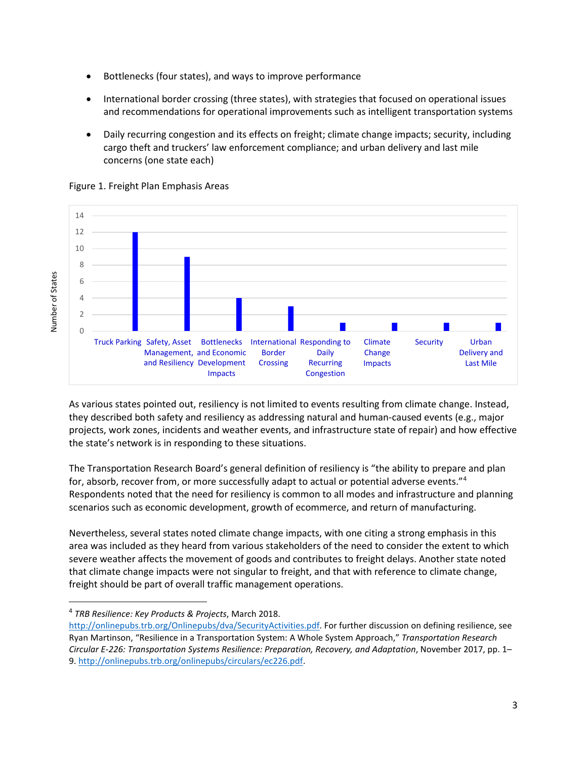- Bottlenecks (four states), and ways to improve performance
- International border crossing (three states), with strategies that focused on operational issues and recommendations for operational improvements such as intelligent transportation systems
- Daily recurring congestion and its effects on freight; climate change impacts; security, including cargo theft and truckers' law enforcement compliance; and urban delivery and last mile concerns (one state each)

Figure 1. Freight Plan Emphasis Areas

| Emphasis Area | Number of States |
|---|---|
| Truck Parking | 12 |
| Safety, Asset Management, and Resiliency | 9 |
| Bottlenecks and Economic Development Impacts | 4 |
| International Border Crossing | 3 |
| Responding to Daily Recurring Congestion | 1 |
| Climate Change Impacts | 1 |
| Security | 1 |
| Urban Delivery and Last Mile | 1 |

As various states pointed out, resiliency is not limited to events resulting from climate change. Instead, they described both safety and resiliency as addressing natural and human-caused events (e.g., major projects, work zones, incidents and weather events, and infrastructure state of repair) and how effective the state's network is in responding to these situations.

The Transportation Research Board's general definition of resiliency is "the ability to prepare and plan for, absorb, recover from, or more successfully adapt to actual or potential adverse events."[4] Respondents noted that the need for resiliency is common to all modes and infrastructure and planning scenarios such as economic development, growth of ecommerce, and return of manufacturing.

Nevertheless, several states noted climate change impacts, with one citing a strong emphasis in this area was included as they heard from various stakeholders of the need to consider the extent to which severe weather affects the movement of goods and contributes to freight delays. Another state noted that climate change impacts were not singular to freight, and that with reference to climate change, freight should be part of overall traffic management operations.

---

[4] *TRB Resilience: Key Products & Projects*, March 2018. http://onlinepubs.trb.org/Onlinepubs/dva/SecurityActivities.pdf. For further discussion on defining resilience, see Ryan Martinson, "Resilience in a Transportation System: A Whole System Approach," *Transportation Research Circular E-226: Transportation Systems Resilience: Preparation, Recovery, and Adaptation*, November 2017, pp. 1–9. http://onlinepubs.trb.org/onlinepubs/circulars/ec226.pdf.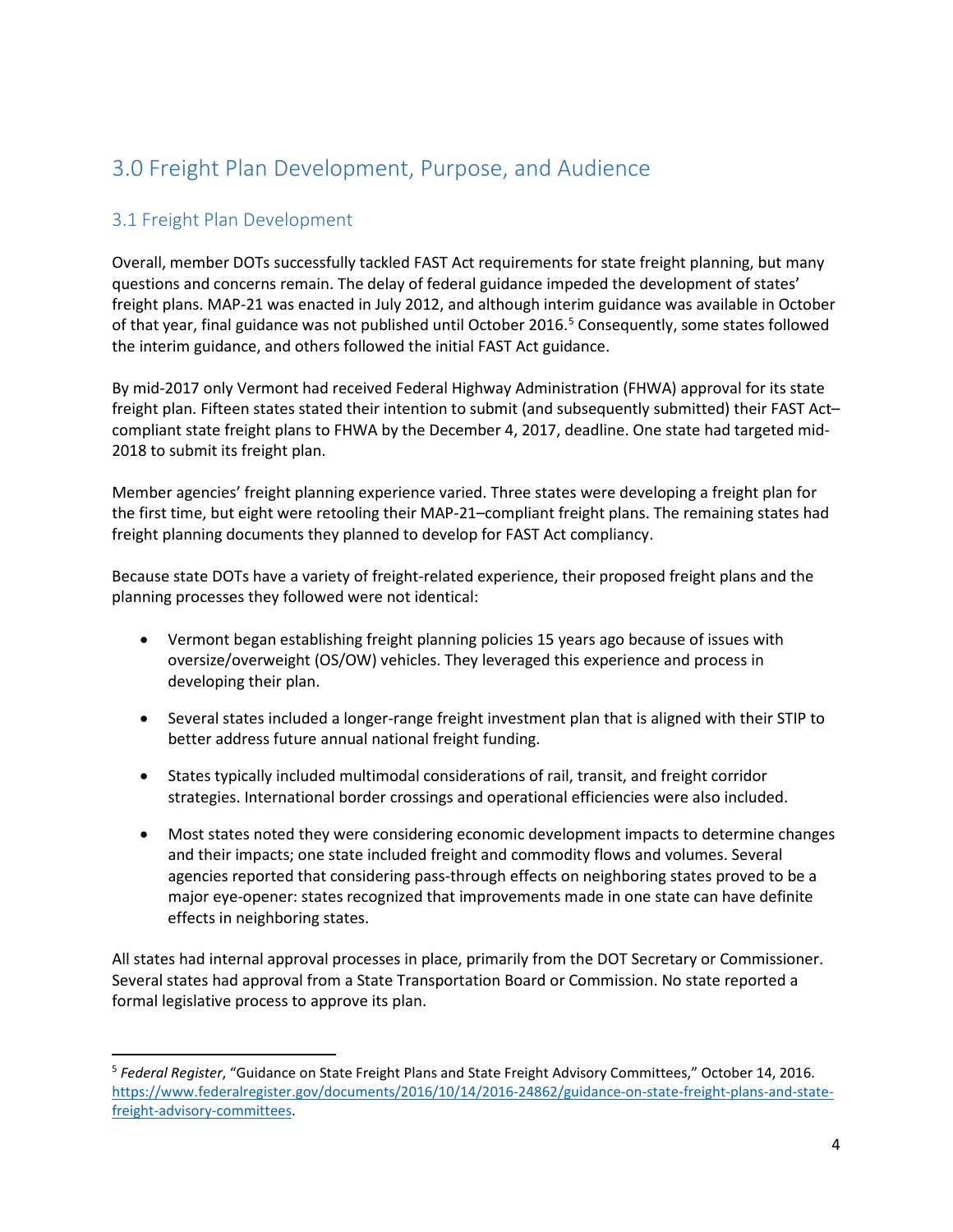## 3.0 Freight Plan Development, Purpose, and Audience

### 3.1 Freight Plan Development

Overall, member DOTs successfully tackled FAST Act requirements for state freight planning, but many questions and concerns remain. The delay of federal guidance impeded the development of states' freight plans. MAP-21 was enacted in July 2012, and although interim guidance was available in October of that year, final guidance was not published until October 2016.[5] Consequently, some states followed the interim guidance, and others followed the initial FAST Act guidance.

By mid-2017 only Vermont had received Federal Highway Administration (FHWA) approval for its state freight plan. Fifteen states stated their intention to submit (and subsequently submitted) their FAST Act–compliant state freight plans to FHWA by the December 4, 2017, deadline. One state had targeted mid-2018 to submit its freight plan.

Member agencies' freight planning experience varied. Three states were developing a freight plan for the first time, but eight were retooling their MAP-21–compliant freight plans. The remaining states had freight planning documents they planned to develop for FAST Act compliancy.

Because state DOTs have a variety of freight-related experience, their proposed freight plans and the planning processes they followed were not identical:

- Vermont began establishing freight planning policies 15 years ago because of issues with oversize/overweight (OS/OW) vehicles. They leveraged this experience and process in developing their plan.
- Several states included a longer-range freight investment plan that is aligned with their STIP to better address future annual national freight funding.
- States typically included multimodal considerations of rail, transit, and freight corridor strategies. International border crossings and operational efficiencies were also included.
- Most states noted they were considering economic development impacts to determine changes and their impacts; one state included freight and commodity flows and volumes. Several agencies reported that considering pass-through effects on neighboring states proved to be a major eye-opener: states recognized that improvements made in one state can have definite effects in neighboring states.

All states had internal approval processes in place, primarily from the DOT Secretary or Commissioner. Several states had approval from a State Transportation Board or Commission. No state reported a formal legislative process to approve its plan.

---

[5] *Federal Register*, "Guidance on State Freight Plans and State Freight Advisory Committees," October 14, 2016. https://www.federalregister.gov/documents/2016/10/14/2016-24862/guidance-on-state-freight-plans-and-state-freight-advisory-committees.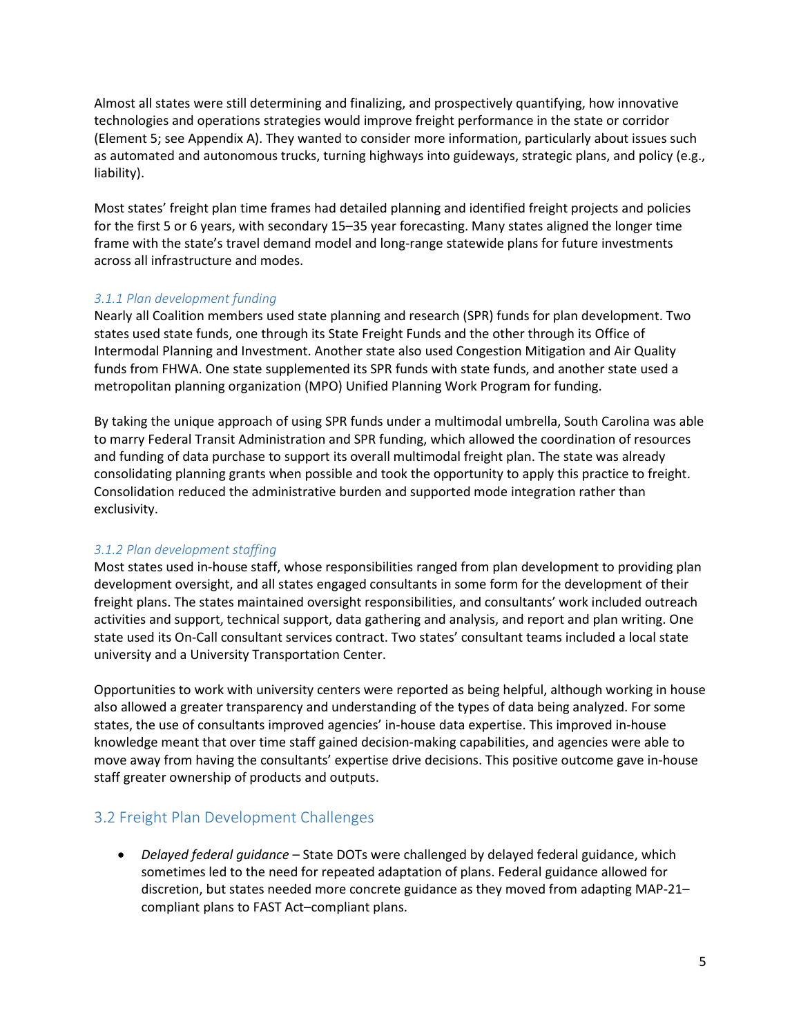Almost all states were still determining and finalizing, and prospectively quantifying, how innovative technologies and operations strategies would improve freight performance in the state or corridor (Element 5; see Appendix A). They wanted to consider more information, particularly about issues such as automated and autonomous trucks, turning highways into guideways, strategic plans, and policy (e.g., liability).

Most states' freight plan time frames had detailed planning and identified freight projects and policies for the first 5 or 6 years, with secondary 15–35 year forecasting. Many states aligned the longer time frame with the state's travel demand model and long-range statewide plans for future investments across all infrastructure and modes.

### *3.1.1 Plan development funding*

Nearly all Coalition members used state planning and research (SPR) funds for plan development. Two states used state funds, one through its State Freight Funds and the other through its Office of Intermodal Planning and Investment. Another state also used Congestion Mitigation and Air Quality funds from FHWA. One state supplemented its SPR funds with state funds, and another state used a metropolitan planning organization (MPO) Unified Planning Work Program for funding.

By taking the unique approach of using SPR funds under a multimodal umbrella, South Carolina was able to marry Federal Transit Administration and SPR funding, which allowed the coordination of resources and funding of data purchase to support its overall multimodal freight plan. The state was already consolidating planning grants when possible and took the opportunity to apply this practice to freight. Consolidation reduced the administrative burden and supported mode integration rather than exclusivity.

### *3.1.2 Plan development staffing*

Most states used in-house staff, whose responsibilities ranged from plan development to providing plan development oversight, and all states engaged consultants in some form for the development of their freight plans. The states maintained oversight responsibilities, and consultants' work included outreach activities and support, technical support, data gathering and analysis, and report and plan writing. One state used its On-Call consultant services contract. Two states' consultant teams included a local state university and a University Transportation Center.

Opportunities to work with university centers were reported as being helpful, although working in house also allowed a greater transparency and understanding of the types of data being analyzed. For some states, the use of consultants improved agencies' in-house data expertise. This improved in-house knowledge meant that over time staff gained decision-making capabilities, and agencies were able to move away from having the consultants' expertise drive decisions. This positive outcome gave in-house staff greater ownership of products and outputs.

## 3.2 Freight Plan Development Challenges

- *Delayed federal guidance* – State DOTs were challenged by delayed federal guidance, which sometimes led to the need for repeated adaptation of plans. Federal guidance allowed for discretion, but states needed more concrete guidance as they moved from adapting MAP-21–compliant plans to FAST Act–compliant plans.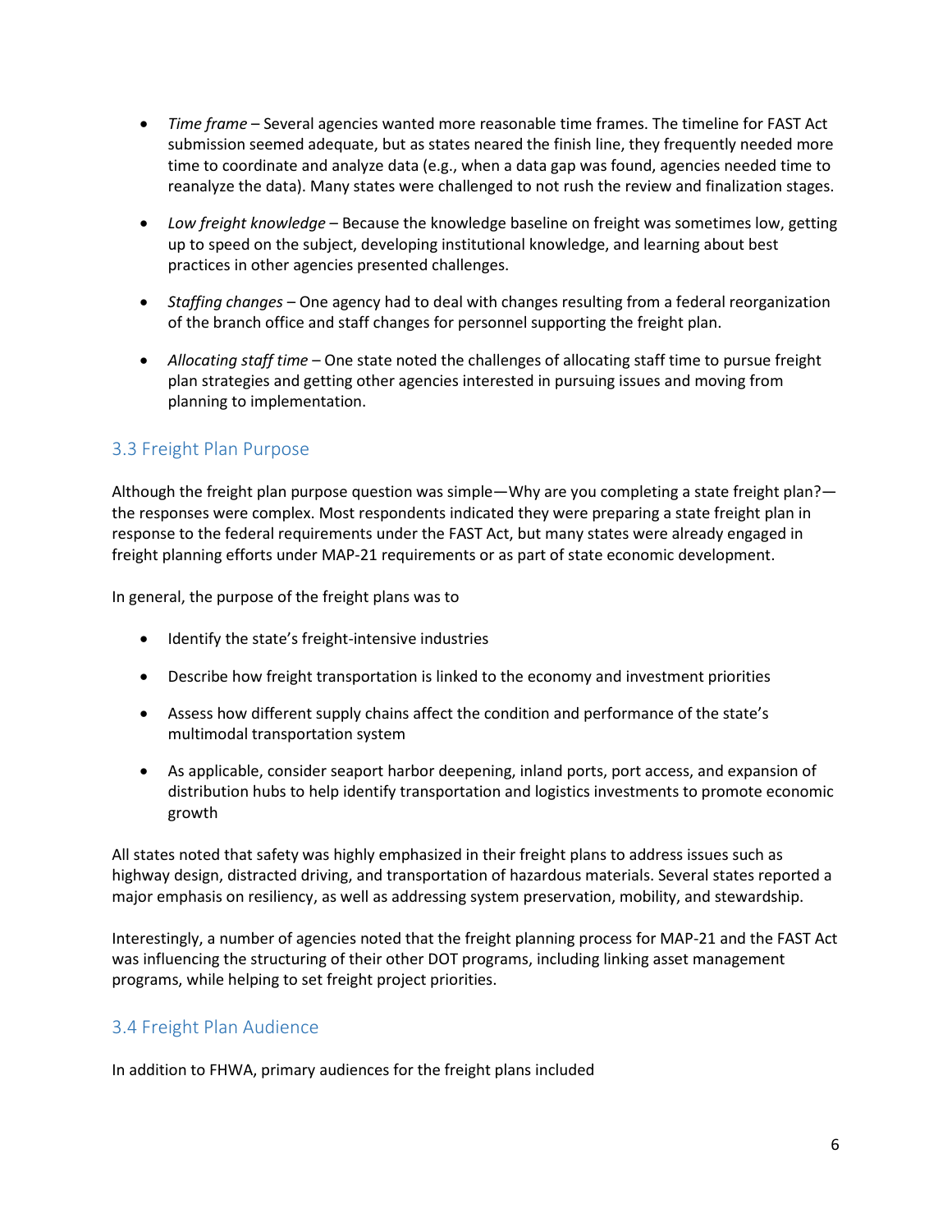- *Time frame* – Several agencies wanted more reasonable time frames. The timeline for FAST Act submission seemed adequate, but as states neared the finish line, they frequently needed more time to coordinate and analyze data (e.g., when a data gap was found, agencies needed time to reanalyze the data). Many states were challenged to not rush the review and finalization stages.

- *Low freight knowledge* – Because the knowledge baseline on freight was sometimes low, getting up to speed on the subject, developing institutional knowledge, and learning about best practices in other agencies presented challenges.

- *Staffing changes* – One agency had to deal with changes resulting from a federal reorganization of the branch office and staff changes for personnel supporting the freight plan.

- *Allocating staff time* – One state noted the challenges of allocating staff time to pursue freight plan strategies and getting other agencies interested in pursuing issues and moving from planning to implementation.

## 3.3 Freight Plan Purpose

Although the freight plan purpose question was simple—Why are you completing a state freight plan?—the responses were complex. Most respondents indicated they were preparing a state freight plan in response to the federal requirements under the FAST Act, but many states were already engaged in freight planning efforts under MAP-21 requirements or as part of state economic development.

In general, the purpose of the freight plans was to

- Identify the state's freight-intensive industries

- Describe how freight transportation is linked to the economy and investment priorities

- Assess how different supply chains affect the condition and performance of the state's multimodal transportation system

- As applicable, consider seaport harbor deepening, inland ports, port access, and expansion of distribution hubs to help identify transportation and logistics investments to promote economic growth

All states noted that safety was highly emphasized in their freight plans to address issues such as highway design, distracted driving, and transportation of hazardous materials. Several states reported a major emphasis on resiliency, as well as addressing system preservation, mobility, and stewardship.

Interestingly, a number of agencies noted that the freight planning process for MAP-21 and the FAST Act was influencing the structuring of their other DOT programs, including linking asset management programs, while helping to set freight project priorities.

## 3.4 Freight Plan Audience

In addition to FHWA, primary audiences for the freight plans included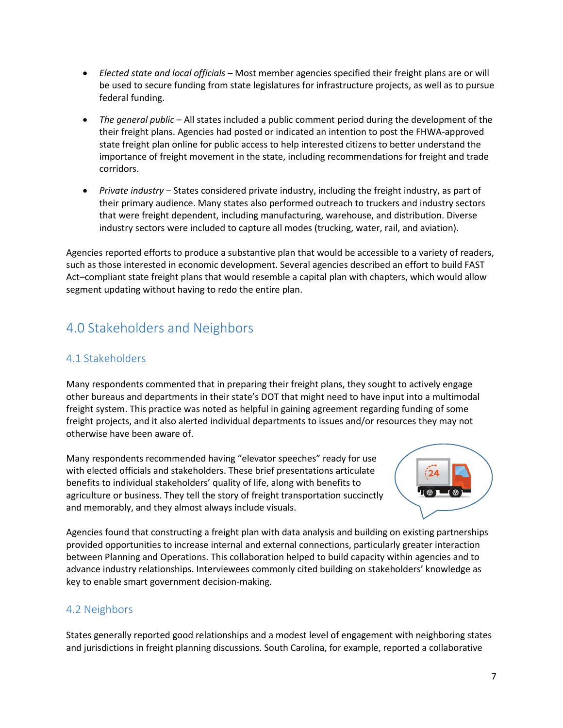- *Elected state and local officials* – Most member agencies specified their freight plans are or will be used to secure funding from state legislatures for infrastructure projects, as well as to pursue federal funding.

- *The general public* – All states included a public comment period during the development of the their freight plans. Agencies had posted or indicated an intention to post the FHWA-approved state freight plan online for public access to help interested citizens to better understand the importance of freight movement in the state, including recommendations for freight and trade corridors.

- *Private industry* – States considered private industry, including the freight industry, as part of their primary audience. Many states also performed outreach to truckers and industry sectors that were freight dependent, including manufacturing, warehouse, and distribution. Diverse industry sectors were included to capture all modes (trucking, water, rail, and aviation).

Agencies reported efforts to produce a substantive plan that would be accessible to a variety of readers, such as those interested in economic development. Several agencies described an effort to build FAST Act–compliant state freight plans that would resemble a capital plan with chapters, which would allow segment updating without having to redo the entire plan.

## 4.0 Stakeholders and Neighbors

### 4.1 Stakeholders

Many respondents commented that in preparing their freight plans, they sought to actively engage other bureaus and departments in their state's DOT that might need to have input into a multimodal freight system. This practice was noted as helpful in gaining agreement regarding funding of some freight projects, and it also alerted individual departments to issues and/or resources they may not otherwise have been aware of.

Many respondents recommended having "elevator speeches" ready for use with elected officials and stakeholders. These brief presentations articulate benefits to individual stakeholders' quality of life, along with benefits to agriculture or business. They tell the story of freight transportation succinctly and memorably, and they almost always include visuals.

Agencies found that constructing a freight plan with data analysis and building on existing partnerships provided opportunities to increase internal and external connections, particularly greater interaction between Planning and Operations. This collaboration helped to build capacity within agencies and to advance industry relationships. Interviewees commonly cited building on stakeholders' knowledge as key to enable smart government decision-making.

### 4.2 Neighbors

States generally reported good relationships and a modest level of engagement with neighboring states and jurisdictions in freight planning discussions. South Carolina, for example, reported a collaborative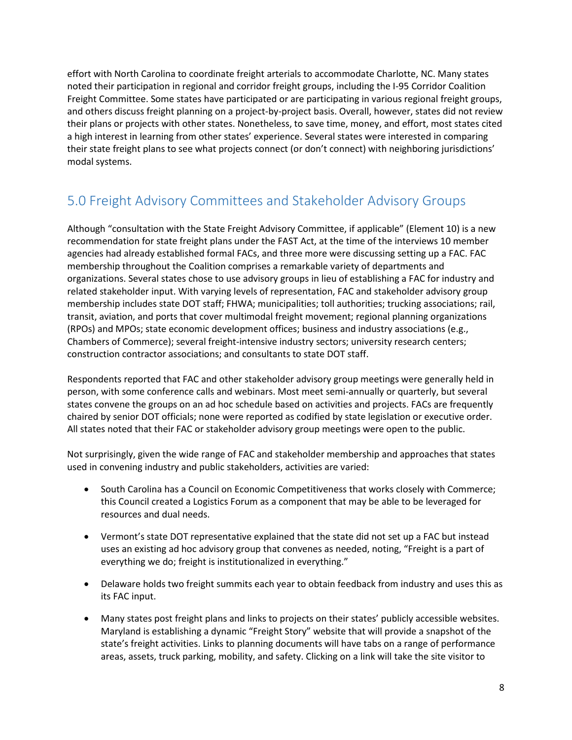effort with North Carolina to coordinate freight arterials to accommodate Charlotte, NC. Many states noted their participation in regional and corridor freight groups, including the I-95 Corridor Coalition Freight Committee. Some states have participated or are participating in various regional freight groups, and others discuss freight planning on a project-by-project basis. Overall, however, states did not review their plans or projects with other states. Nonetheless, to save time, money, and effort, most states cited a high interest in learning from other states' experience. Several states were interested in comparing their state freight plans to see what projects connect (or don't connect) with neighboring jurisdictions' modal systems.

## 5.0 Freight Advisory Committees and Stakeholder Advisory Groups

Although "consultation with the State Freight Advisory Committee, if applicable" (Element 10) is a new recommendation for state freight plans under the FAST Act, at the time of the interviews 10 member agencies had already established formal FACs, and three more were discussing setting up a FAC. FAC membership throughout the Coalition comprises a remarkable variety of departments and organizations. Several states chose to use advisory groups in lieu of establishing a FAC for industry and related stakeholder input. With varying levels of representation, FAC and stakeholder advisory group membership includes state DOT staff; FHWA; municipalities; toll authorities; trucking associations; rail, transit, aviation, and ports that cover multimodal freight movement; regional planning organizations (RPOs) and MPOs; state economic development offices; business and industry associations (e.g., Chambers of Commerce); several freight-intensive industry sectors; university research centers; construction contractor associations; and consultants to state DOT staff.

Respondents reported that FAC and other stakeholder advisory group meetings were generally held in person, with some conference calls and webinars. Most meet semi-annually or quarterly, but several states convene the groups on an ad hoc schedule based on activities and projects. FACs are frequently chaired by senior DOT officials; none were reported as codified by state legislation or executive order. All states noted that their FAC or stakeholder advisory group meetings were open to the public.

Not surprisingly, given the wide range of FAC and stakeholder membership and approaches that states used in convening industry and public stakeholders, activities are varied:

- South Carolina has a Council on Economic Competitiveness that works closely with Commerce; this Council created a Logistics Forum as a component that may be able to be leveraged for resources and dual needs.
- Vermont's state DOT representative explained that the state did not set up a FAC but instead uses an existing ad hoc advisory group that convenes as needed, noting, "Freight is a part of everything we do; freight is institutionalized in everything."
- Delaware holds two freight summits each year to obtain feedback from industry and uses this as its FAC input.
- Many states post freight plans and links to projects on their states' publicly accessible websites. Maryland is establishing a dynamic "Freight Story" website that will provide a snapshot of the state's freight activities. Links to planning documents will have tabs on a range of performance areas, assets, truck parking, mobility, and safety. Clicking on a link will take the site visitor to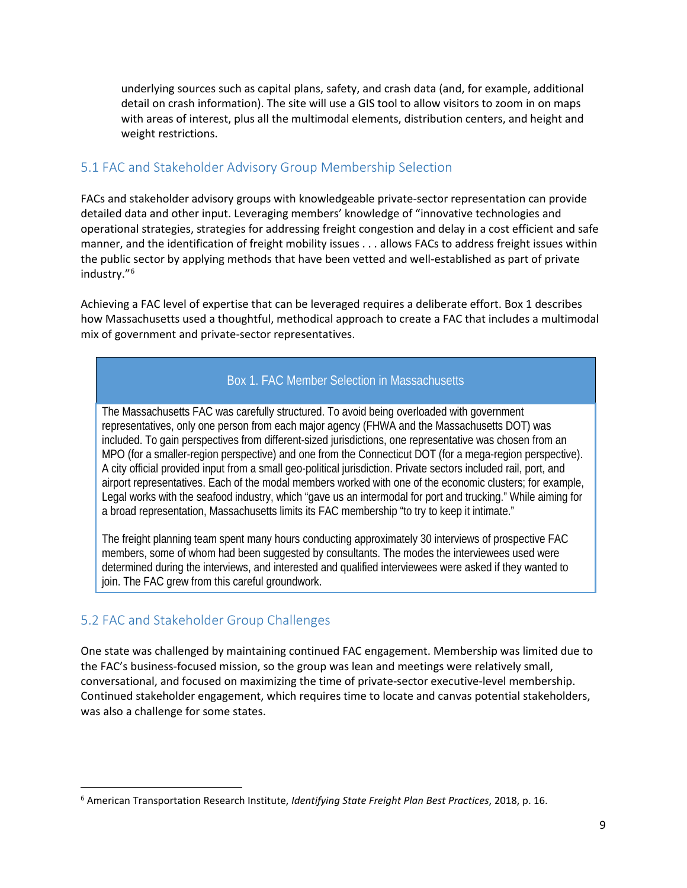underlying sources such as capital plans, safety, and crash data (and, for example, additional detail on crash information). The site will use a GIS tool to allow visitors to zoom in on maps with areas of interest, plus all the multimodal elements, distribution centers, and height and weight restrictions.

## 5.1 FAC and Stakeholder Advisory Group Membership Selection

FACs and stakeholder advisory groups with knowledgeable private-sector representation can provide detailed data and other input. Leveraging members' knowledge of "innovative technologies and operational strategies, strategies for addressing freight congestion and delay in a cost efficient and safe manner, and the identification of freight mobility issues . . . allows FACs to address freight issues within the public sector by applying methods that have been vetted and well-established as part of private industry."[6]

Achieving a FAC level of expertise that can be leveraged requires a deliberate effort. Box 1 describes how Massachusetts used a thoughtful, methodical approach to create a FAC that includes a multimodal mix of government and private-sector representatives.

### Box 1. FAC Member Selection in Massachusetts

The Massachusetts FAC was carefully structured. To avoid being overloaded with government representatives, only one person from each major agency (FHWA and the Massachusetts DOT) was included. To gain perspectives from different-sized jurisdictions, one representative was chosen from an MPO (for a smaller-region perspective) and one from the Connecticut DOT (for a mega-region perspective). A city official provided input from a small geo-political jurisdiction. Private sectors included rail, port, and airport representatives. Each of the modal members worked with one of the economic clusters; for example, Legal works with the seafood industry, which "gave us an intermodal for port and trucking." While aiming for a broad representation, Massachusetts limits its FAC membership "to try to keep it intimate."

The freight planning team spent many hours conducting approximately 30 interviews of prospective FAC members, some of whom had been suggested by consultants. The modes the interviewees used were determined during the interviews, and interested and qualified interviewees were asked if they wanted to join. The FAC grew from this careful groundwork.

## 5.2 FAC and Stakeholder Group Challenges

One state was challenged by maintaining continued FAC engagement. Membership was limited due to the FAC's business-focused mission, so the group was lean and meetings were relatively small, conversational, and focused on maximizing the time of private-sector executive-level membership. Continued stakeholder engagement, which requires time to locate and canvas potential stakeholders, was also a challenge for some states.

---

[6] American Transportation Research Institute, *Identifying State Freight Plan Best Practices*, 2018, p. 16.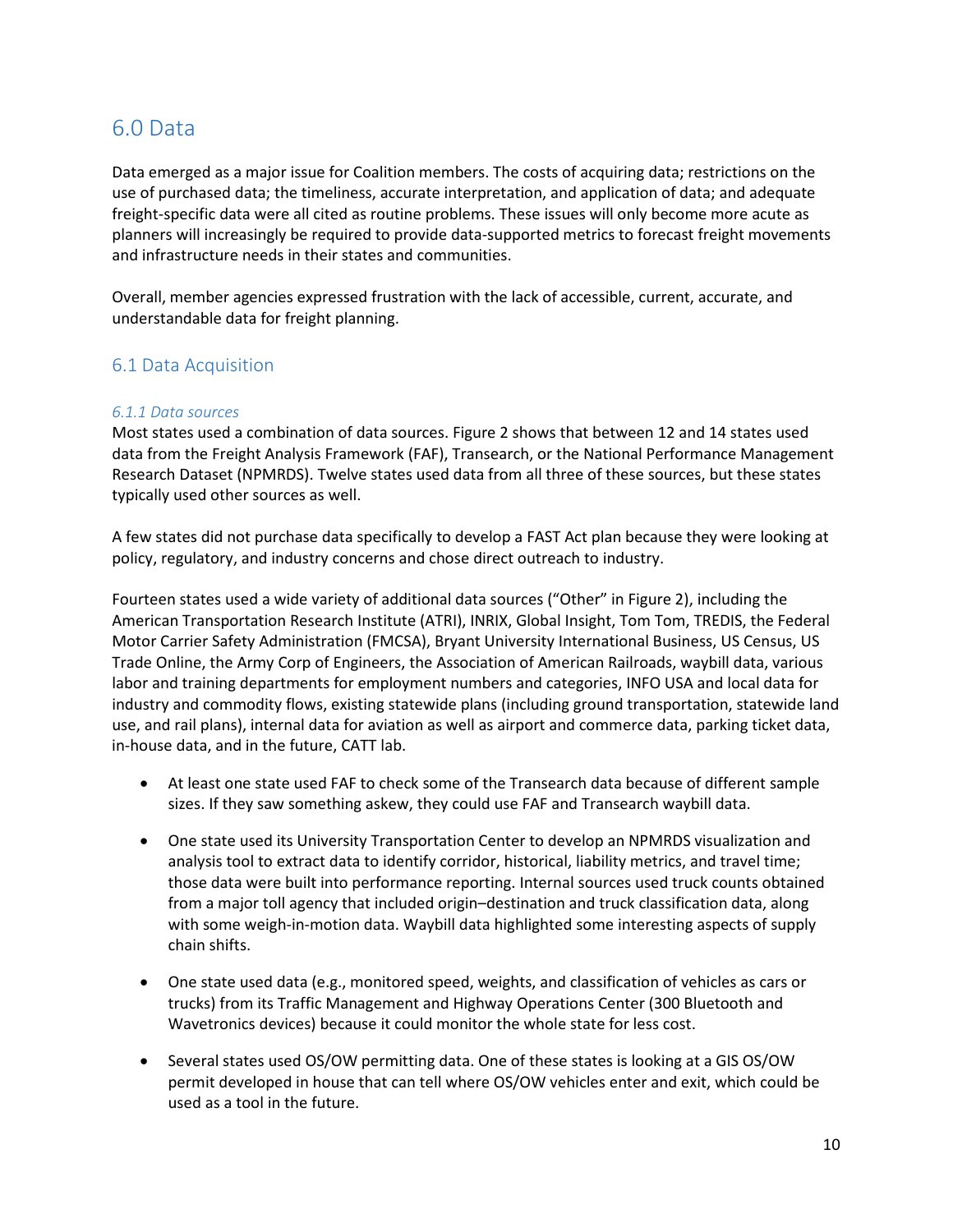# 6.0 Data

Data emerged as a major issue for Coalition members. The costs of acquiring data; restrictions on the use of purchased data; the timeliness, accurate interpretation, and application of data; and adequate freight-specific data were all cited as routine problems. These issues will only become more acute as planners will increasingly be required to provide data-supported metrics to forecast freight movements and infrastructure needs in their states and communities.

Overall, member agencies expressed frustration with the lack of accessible, current, accurate, and understandable data for freight planning.

## 6.1 Data Acquisition

### *6.1.1 Data sources*

Most states used a combination of data sources. Figure 2 shows that between 12 and 14 states used data from the Freight Analysis Framework (FAF), Transearch, or the National Performance Management Research Dataset (NPMRDS). Twelve states used data from all three of these sources, but these states typically used other sources as well.

A few states did not purchase data specifically to develop a FAST Act plan because they were looking at policy, regulatory, and industry concerns and chose direct outreach to industry.

Fourteen states used a wide variety of additional data sources ("Other" in Figure 2), including the American Transportation Research Institute (ATRI), INRIX, Global Insight, Tom Tom, TREDIS, the Federal Motor Carrier Safety Administration (FMCSA), Bryant University International Business, US Census, US Trade Online, the Army Corp of Engineers, the Association of American Railroads, waybill data, various labor and training departments for employment numbers and categories, INFO USA and local data for industry and commodity flows, existing statewide plans (including ground transportation, statewide land use, and rail plans), internal data for aviation as well as airport and commerce data, parking ticket data, in-house data, and in the future, CATT lab.

- At least one state used FAF to check some of the Transearch data because of different sample sizes. If they saw something askew, they could use FAF and Transearch waybill data.
- One state used its University Transportation Center to develop an NPMRDS visualization and analysis tool to extract data to identify corridor, historical, liability metrics, and travel time; those data were built into performance reporting. Internal sources used truck counts obtained from a major toll agency that included origin–destination and truck classification data, along with some weigh-in-motion data. Waybill data highlighted some interesting aspects of supply chain shifts.
- One state used data (e.g., monitored speed, weights, and classification of vehicles as cars or trucks) from its Traffic Management and Highway Operations Center (300 Bluetooth and Wavetronics devices) because it could monitor the whole state for less cost.
- Several states used OS/OW permitting data. One of these states is looking at a GIS OS/OW permit developed in house that can tell where OS/OW vehicles enter and exit, which could be used as a tool in the future.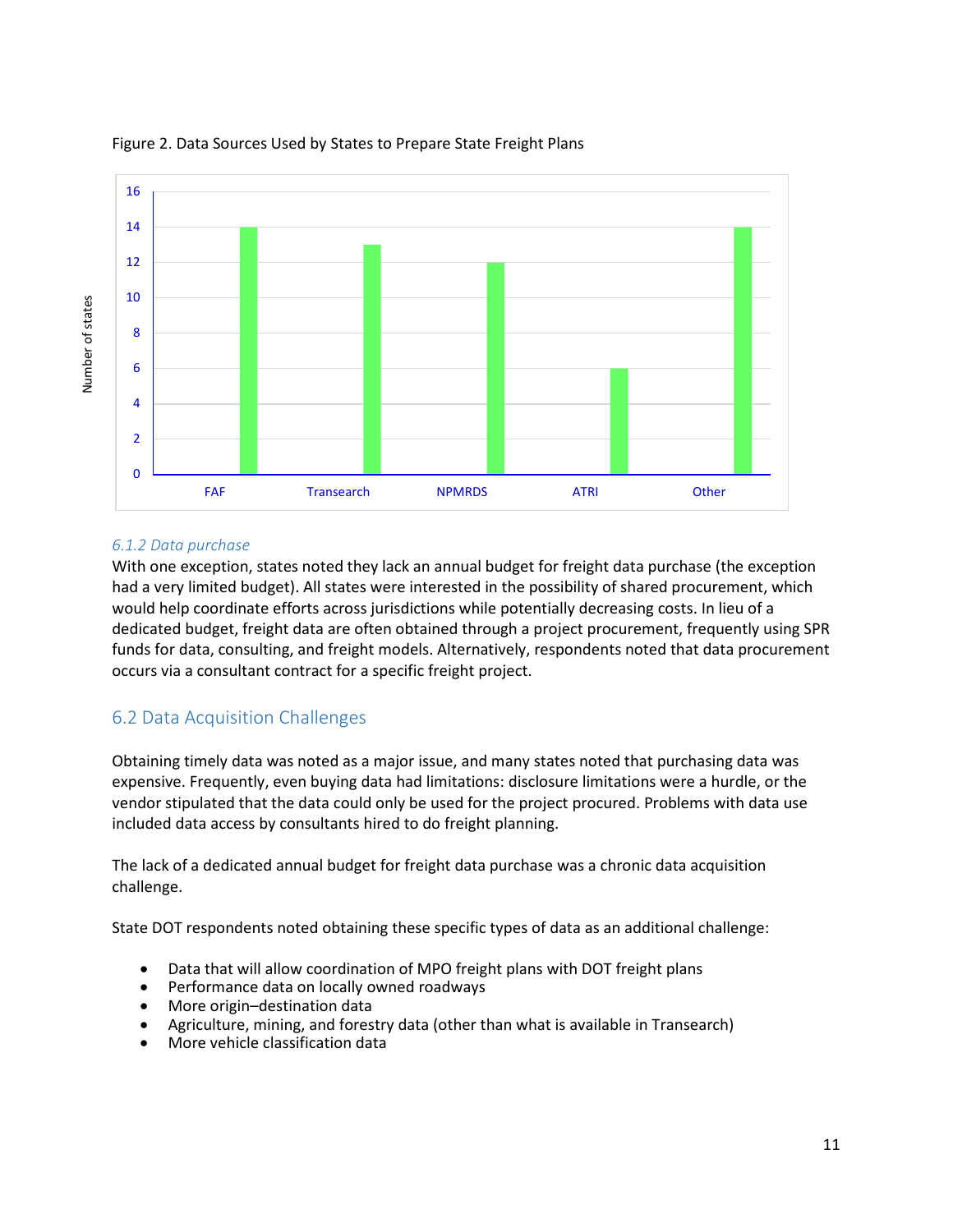Figure 2. Data Sources Used by States to Prepare State Freight Plans

| Data source | Number of states |
| --- | --- |
| FAF | 14 |
| Transearch | 13 |
| NPMRDS | 12 |
| ATRI | 6 |
| Other | 14 |

#### *6.1.2 Data purchase*

With one exception, states noted they lack an annual budget for freight data purchase (the exception had a very limited budget). All states were interested in the possibility of shared procurement, which would help coordinate efforts across jurisdictions while potentially decreasing costs. In lieu of a dedicated budget, freight data are often obtained through a project procurement, frequently using SPR funds for data, consulting, and freight models. Alternatively, respondents noted that data procurement occurs via a consultant contract for a specific freight project.

### 6.2 Data Acquisition Challenges

Obtaining timely data was noted as a major issue, and many states noted that purchasing data was expensive. Frequently, even buying data had limitations: disclosure limitations were a hurdle, or the vendor stipulated that the data could only be used for the project procured. Problems with data use included data access by consultants hired to do freight planning.

The lack of a dedicated annual budget for freight data purchase was a chronic data acquisition challenge.

State DOT respondents noted obtaining these specific types of data as an additional challenge:

- Data that will allow coordination of MPO freight plans with DOT freight plans
- Performance data on locally owned roadways
- More origin–destination data
- Agriculture, mining, and forestry data (other than what is available in Transearch)
- More vehicle classification data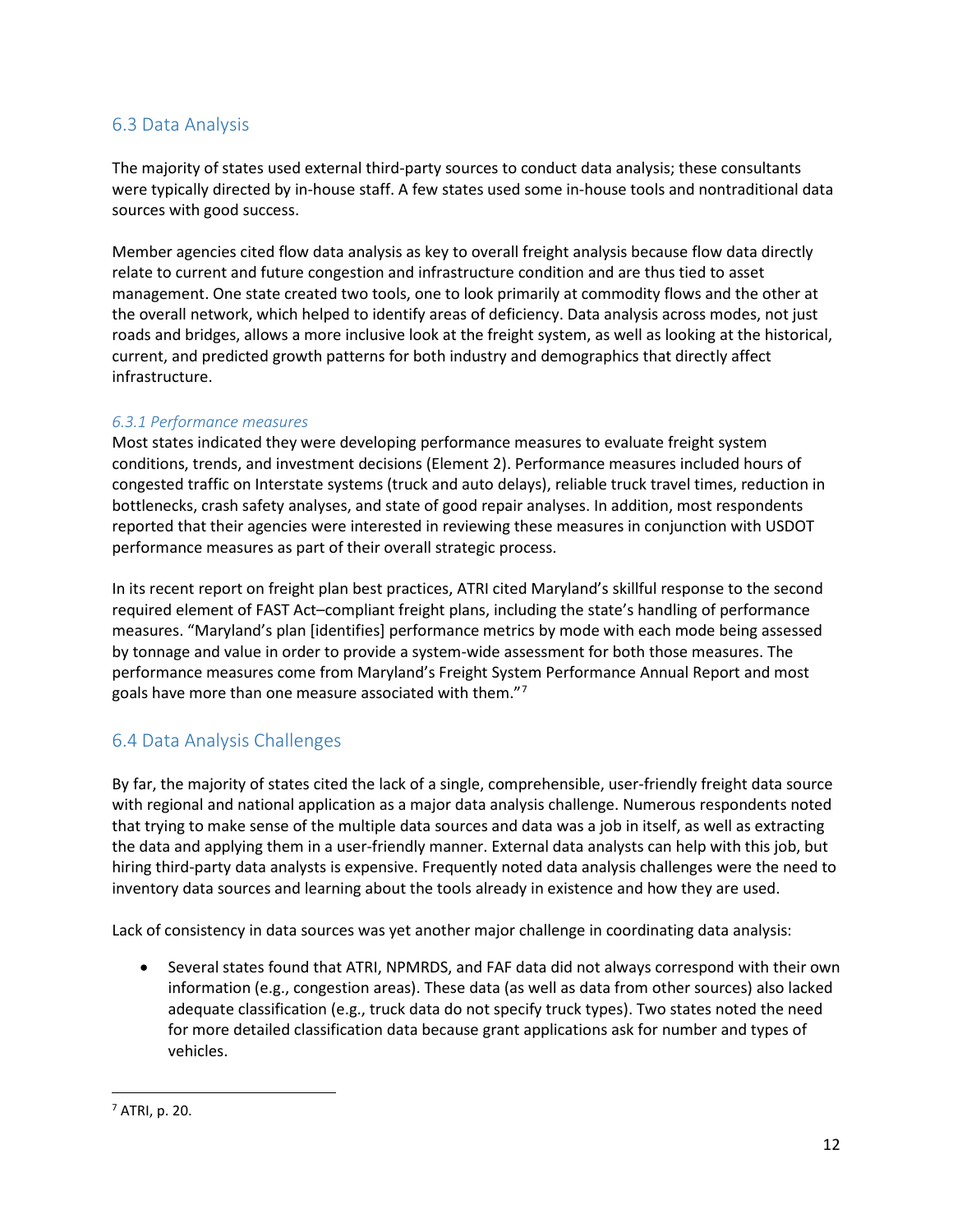## 6.3 Data Analysis

The majority of states used external third-party sources to conduct data analysis; these consultants were typically directed by in-house staff. A few states used some in-house tools and nontraditional data sources with good success.

Member agencies cited flow data analysis as key to overall freight analysis because flow data directly relate to current and future congestion and infrastructure condition and are thus tied to asset management. One state created two tools, one to look primarily at commodity flows and the other at the overall network, which helped to identify areas of deficiency. Data analysis across modes, not just roads and bridges, allows a more inclusive look at the freight system, as well as looking at the historical, current, and predicted growth patterns for both industry and demographics that directly affect infrastructure.

### *6.3.1 Performance measures*

Most states indicated they were developing performance measures to evaluate freight system conditions, trends, and investment decisions (Element 2). Performance measures included hours of congested traffic on Interstate systems (truck and auto delays), reliable truck travel times, reduction in bottlenecks, crash safety analyses, and state of good repair analyses. In addition, most respondents reported that their agencies were interested in reviewing these measures in conjunction with USDOT performance measures as part of their overall strategic process.

In its recent report on freight plan best practices, ATRI cited Maryland's skillful response to the second required element of FAST Act–compliant freight plans, including the state's handling of performance measures. "Maryland's plan [identifies] performance metrics by mode with each mode being assessed by tonnage and value in order to provide a system-wide assessment for both those measures. The performance measures come from Maryland's Freight System Performance Annual Report and most goals have more than one measure associated with them."[7]

## 6.4 Data Analysis Challenges

By far, the majority of states cited the lack of a single, comprehensible, user-friendly freight data source with regional and national application as a major data analysis challenge. Numerous respondents noted that trying to make sense of the multiple data sources and data was a job in itself, as well as extracting the data and applying them in a user-friendly manner. External data analysts can help with this job, but hiring third-party data analysts is expensive. Frequently noted data analysis challenges were the need to inventory data sources and learning about the tools already in existence and how they are used.

Lack of consistency in data sources was yet another major challenge in coordinating data analysis:

- Several states found that ATRI, NPMRDS, and FAF data did not always correspond with their own information (e.g., congestion areas). These data (as well as data from other sources) also lacked adequate classification (e.g., truck data do not specify truck types). Two states noted the need for more detailed classification data because grant applications ask for number and types of vehicles.

[7] ATRI, p. 20.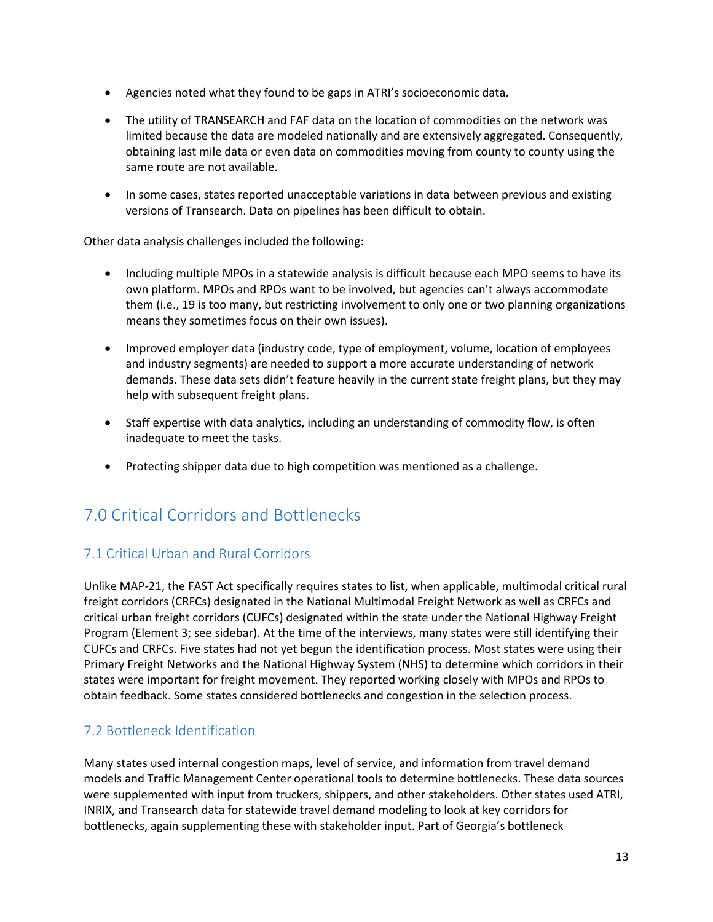- Agencies noted what they found to be gaps in ATRI's socioeconomic data.
- The utility of TRANSEARCH and FAF data on the location of commodities on the network was limited because the data are modeled nationally and are extensively aggregated. Consequently, obtaining last mile data or even data on commodities moving from county to county using the same route are not available.
- In some cases, states reported unacceptable variations in data between previous and existing versions of Transearch. Data on pipelines has been difficult to obtain.

Other data analysis challenges included the following:

- Including multiple MPOs in a statewide analysis is difficult because each MPO seems to have its own platform. MPOs and RPOs want to be involved, but agencies can't always accommodate them (i.e., 19 is too many, but restricting involvement to only one or two planning organizations means they sometimes focus on their own issues).
- Improved employer data (industry code, type of employment, volume, location of employees and industry segments) are needed to support a more accurate understanding of network demands. These data sets didn't feature heavily in the current state freight plans, but they may help with subsequent freight plans.
- Staff expertise with data analytics, including an understanding of commodity flow, is often inadequate to meet the tasks.
- Protecting shipper data due to high competition was mentioned as a challenge.

# 7.0 Critical Corridors and Bottlenecks

## 7.1 Critical Urban and Rural Corridors

Unlike MAP-21, the FAST Act specifically requires states to list, when applicable, multimodal critical rural freight corridors (CRFCs) designated in the National Multimodal Freight Network as well as CRFCs and critical urban freight corridors (CUFCs) designated within the state under the National Highway Freight Program (Element 3; see sidebar). At the time of the interviews, many states were still identifying their CUFCs and CRFCs. Five states had not yet begun the identification process. Most states were using their Primary Freight Networks and the National Highway System (NHS) to determine which corridors in their states were important for freight movement. They reported working closely with MPOs and RPOs to obtain feedback. Some states considered bottlenecks and congestion in the selection process.

## 7.2 Bottleneck Identification

Many states used internal congestion maps, level of service, and information from travel demand models and Traffic Management Center operational tools to determine bottlenecks. These data sources were supplemented with input from truckers, shippers, and other stakeholders. Other states used ATRI, INRIX, and Transearch data for statewide travel demand modeling to look at key corridors for bottlenecks, again supplementing these with stakeholder input. Part of Georgia's bottleneck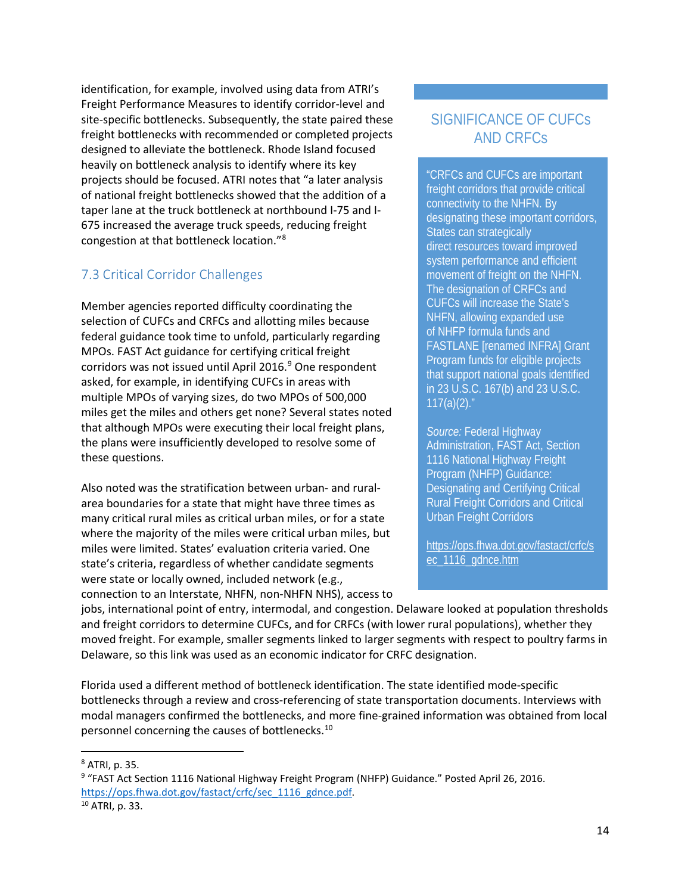identification, for example, involved using data from ATRI's Freight Performance Measures to identify corridor-level and site-specific bottlenecks. Subsequently, the state paired these freight bottlenecks with recommended or completed projects designed to alleviate the bottleneck. Rhode Island focused heavily on bottleneck analysis to identify where its key projects should be focused. ATRI notes that "a later analysis of national freight bottlenecks showed that the addition of a taper lane at the truck bottleneck at northbound I-75 and I-675 increased the average truck speeds, reducing freight congestion at that bottleneck location."[8]

## 7.3 Critical Corridor Challenges

Member agencies reported difficulty coordinating the selection of CUFCs and CRFCs and allotting miles because federal guidance took time to unfold, particularly regarding MPOs. FAST Act guidance for certifying critical freight corridors was not issued until April 2016.[9] One respondent asked, for example, in identifying CUFCs in areas with multiple MPOs of varying sizes, do two MPOs of 500,000 miles get the miles and others get none? Several states noted that although MPOs were executing their local freight plans, the plans were insufficiently developed to resolve some of these questions.

Also noted was the stratification between urban- and rural-area boundaries for a state that might have three times as many critical rural miles as critical urban miles, or for a state where the majority of the miles were critical urban miles, but miles were limited. States' evaluation criteria varied. One state's criteria, regardless of whether candidate segments were state or locally owned, included network (e.g., connection to an Interstate, NHFN, non-NHFN NHS), access to jobs, international point of entry, intermodal, and congestion. Delaware looked at population thresholds and freight corridors to determine CUFCs, and for CRFCs (with lower rural populations), whether they moved freight. For example, smaller segments linked to larger segments with respect to poultry farms in Delaware, so this link was used as an economic indicator for CRFC designation.

Florida used a different method of bottleneck identification. The state identified mode-specific bottlenecks through a review and cross-referencing of state transportation documents. Interviews with modal managers confirmed the bottlenecks, and more fine-grained information was obtained from local personnel concerning the causes of bottlenecks.[10]

### SIGNIFICANCE OF CUFCs AND CRFCs

"CRFCs and CUFCs are important freight corridors that provide critical connectivity to the NHFN. By designating these important corridors, States can strategically direct resources toward improved system performance and efficient movement of freight on the NHFN. The designation of CRFCs and CUFCs will increase the State's NHFN, allowing expanded use of NHFP formula funds and FASTLANE [renamed INFRA] Grant Program funds for eligible projects that support national goals identified in 23 U.S.C. 167(b) and 23 U.S.C. 117(a)(2)."

*Source:* Federal Highway Administration, FAST Act, Section 1116 National Highway Freight Program (NHFP) Guidance: Designating and Certifying Critical Rural Freight Corridors and Critical Urban Freight Corridors

https://ops.fhwa.dot.gov/fastact/crfc/sec_1116_gdnce.htm

---

[8] ATRI, p. 35.

[9] "FAST Act Section 1116 National Highway Freight Program (NHFP) Guidance." Posted April 26, 2016. https://ops.fhwa.dot.gov/fastact/crfc/sec_1116_gdnce.pdf.

[10] ATRI, p. 33.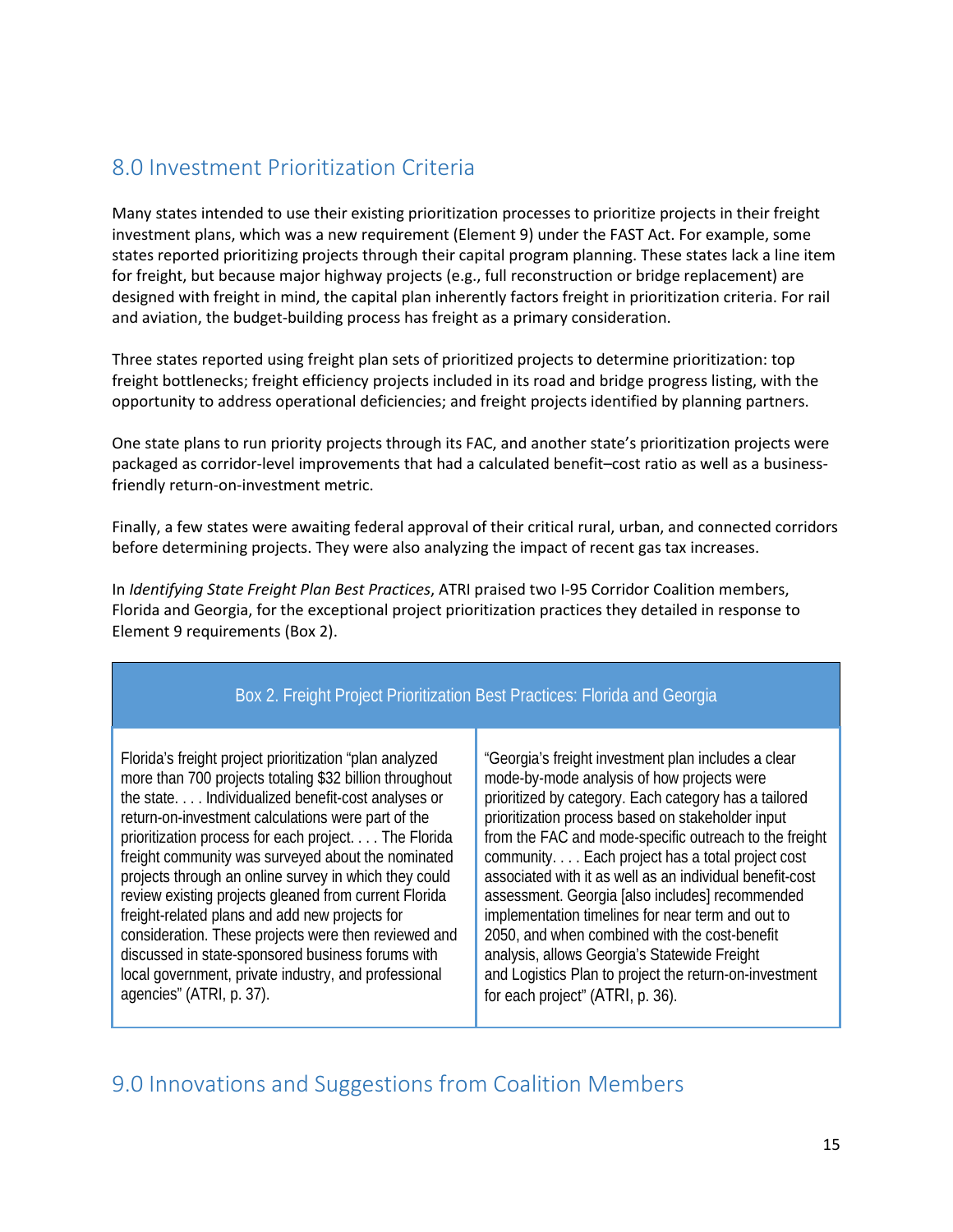## 8.0 Investment Prioritization Criteria

Many states intended to use their existing prioritization processes to prioritize projects in their freight investment plans, which was a new requirement (Element 9) under the FAST Act. For example, some states reported prioritizing projects through their capital program planning. These states lack a line item for freight, but because major highway projects (e.g., full reconstruction or bridge replacement) are designed with freight in mind, the capital plan inherently factors freight in prioritization criteria. For rail and aviation, the budget-building process has freight as a primary consideration.

Three states reported using freight plan sets of prioritized projects to determine prioritization: top freight bottlenecks; freight efficiency projects included in its road and bridge progress listing, with the opportunity to address operational deficiencies; and freight projects identified by planning partners.

One state plans to run priority projects through its FAC, and another state's prioritization projects were packaged as corridor-level improvements that had a calculated benefit–cost ratio as well as a business-friendly return-on-investment metric.

Finally, a few states were awaiting federal approval of their critical rural, urban, and connected corridors before determining projects. They were also analyzing the impact of recent gas tax increases.

In *Identifying State Freight Plan Best Practices*, ATRI praised two I-95 Corridor Coalition members, Florida and Georgia, for the exceptional project prioritization practices they detailed in response to Element 9 requirements (Box 2).

| Box 2. Freight Project Prioritization Best Practices: Florida and Georgia | |
|---|---|
| Florida's freight project prioritization "plan analyzed more than 700 projects totaling $32 billion throughout the state. . . . Individualized benefit-cost analyses or return-on-investment calculations were part of the prioritization process for each project. . . . The Florida freight community was surveyed about the nominated projects through an online survey in which they could review existing projects gleaned from current Florida freight-related plans and add new projects for consideration. These projects were then reviewed and discussed in state-sponsored business forums with local government, private industry, and professional agencies" (ATRI, p. 37). | "Georgia's freight investment plan includes a clear mode-by-mode analysis of how projects were prioritized by category. Each category has a tailored prioritization process based on stakeholder input from the FAC and mode-specific outreach to the freight community. . . . Each project has a total project cost associated with it as well as an individual benefit-cost assessment. Georgia [also includes] recommended implementation timelines for near term and out to 2050, and when combined with the cost-benefit analysis, allows Georgia's Statewide Freight and Logistics Plan to project the return-on-investment for each project" (ATRI, p. 36). |

## 9.0 Innovations and Suggestions from Coalition Members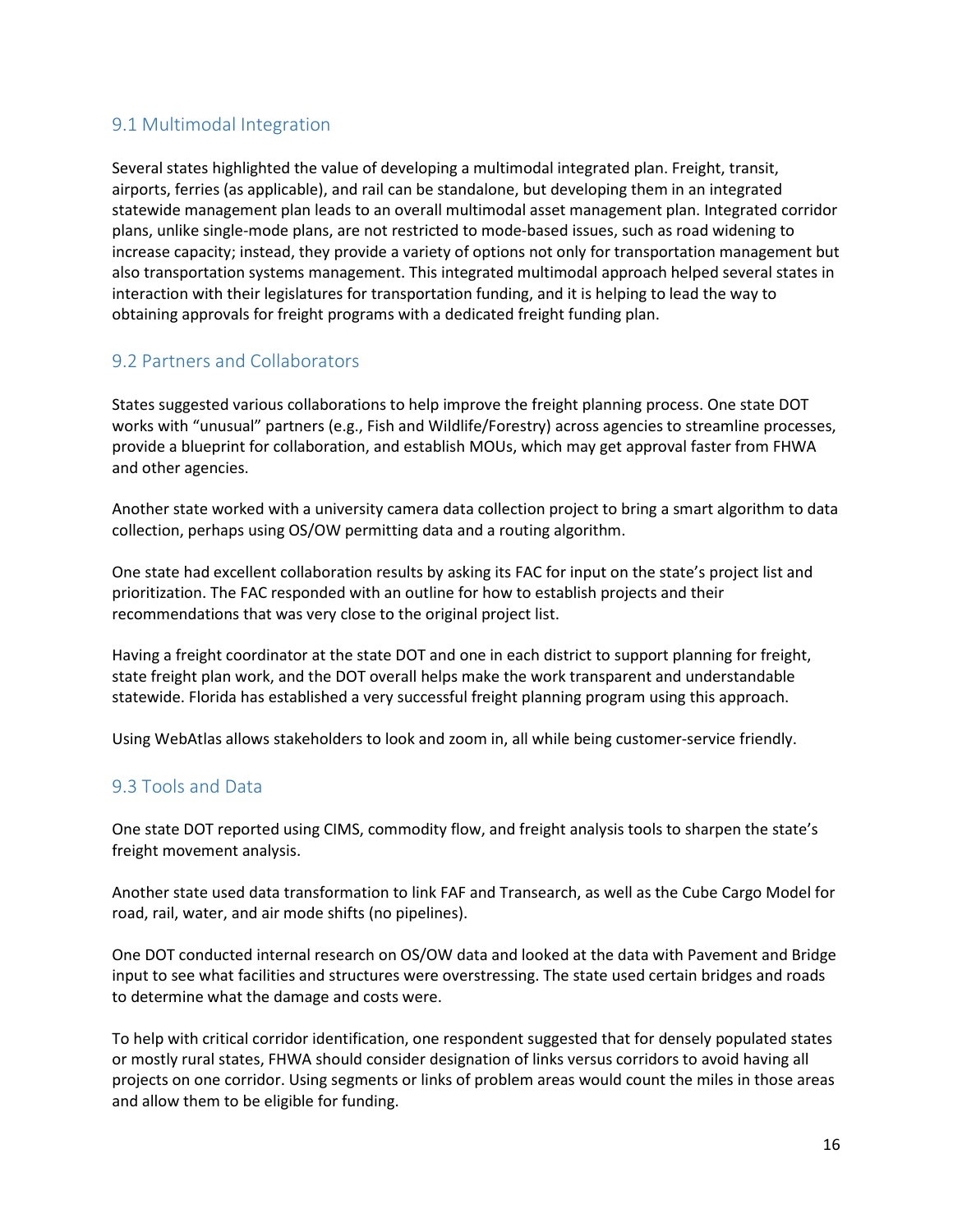## 9.1 Multimodal Integration

Several states highlighted the value of developing a multimodal integrated plan. Freight, transit, airports, ferries (as applicable), and rail can be standalone, but developing them in an integrated statewide management plan leads to an overall multimodal asset management plan. Integrated corridor plans, unlike single-mode plans, are not restricted to mode-based issues, such as road widening to increase capacity; instead, they provide a variety of options not only for transportation management but also transportation systems management. This integrated multimodal approach helped several states in interaction with their legislatures for transportation funding, and it is helping to lead the way to obtaining approvals for freight programs with a dedicated freight funding plan.

## 9.2 Partners and Collaborators

States suggested various collaborations to help improve the freight planning process. One state DOT works with "unusual" partners (e.g., Fish and Wildlife/Forestry) across agencies to streamline processes, provide a blueprint for collaboration, and establish MOUs, which may get approval faster from FHWA and other agencies.

Another state worked with a university camera data collection project to bring a smart algorithm to data collection, perhaps using OS/OW permitting data and a routing algorithm.

One state had excellent collaboration results by asking its FAC for input on the state's project list and prioritization. The FAC responded with an outline for how to establish projects and their recommendations that was very close to the original project list.

Having a freight coordinator at the state DOT and one in each district to support planning for freight, state freight plan work, and the DOT overall helps make the work transparent and understandable statewide. Florida has established a very successful freight planning program using this approach.

Using WebAtlas allows stakeholders to look and zoom in, all while being customer-service friendly.

## 9.3 Tools and Data

One state DOT reported using CIMS, commodity flow, and freight analysis tools to sharpen the state's freight movement analysis.

Another state used data transformation to link FAF and Transearch, as well as the Cube Cargo Model for road, rail, water, and air mode shifts (no pipelines).

One DOT conducted internal research on OS/OW data and looked at the data with Pavement and Bridge input to see what facilities and structures were overstressing. The state used certain bridges and roads to determine what the damage and costs were.

To help with critical corridor identification, one respondent suggested that for densely populated states or mostly rural states, FHWA should consider designation of links versus corridors to avoid having all projects on one corridor. Using segments or links of problem areas would count the miles in those areas and allow them to be eligible for funding.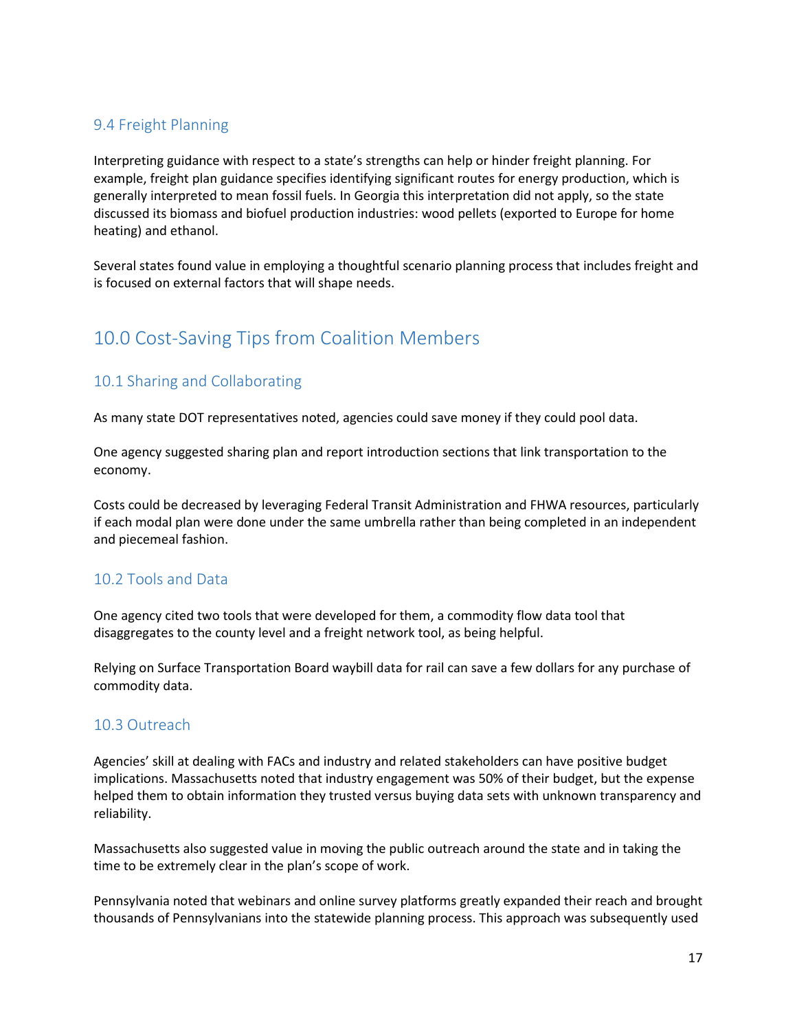### 9.4 Freight Planning

Interpreting guidance with respect to a state's strengths can help or hinder freight planning. For example, freight plan guidance specifies identifying significant routes for energy production, which is generally interpreted to mean fossil fuels. In Georgia this interpretation did not apply, so the state discussed its biomass and biofuel production industries: wood pellets (exported to Europe for home heating) and ethanol.

Several states found value in employing a thoughtful scenario planning process that includes freight and is focused on external factors that will shape needs.

## 10.0 Cost-Saving Tips from Coalition Members

### 10.1 Sharing and Collaborating

As many state DOT representatives noted, agencies could save money if they could pool data.

One agency suggested sharing plan and report introduction sections that link transportation to the economy.

Costs could be decreased by leveraging Federal Transit Administration and FHWA resources, particularly if each modal plan were done under the same umbrella rather than being completed in an independent and piecemeal fashion.

### 10.2 Tools and Data

One agency cited two tools that were developed for them, a commodity flow data tool that disaggregates to the county level and a freight network tool, as being helpful.

Relying on Surface Transportation Board waybill data for rail can save a few dollars for any purchase of commodity data.

### 10.3 Outreach

Agencies' skill at dealing with FACs and industry and related stakeholders can have positive budget implications. Massachusetts noted that industry engagement was 50% of their budget, but the expense helped them to obtain information they trusted versus buying data sets with unknown transparency and reliability.

Massachusetts also suggested value in moving the public outreach around the state and in taking the time to be extremely clear in the plan's scope of work.

Pennsylvania noted that webinars and online survey platforms greatly expanded their reach and brought thousands of Pennsylvanians into the statewide planning process. This approach was subsequently used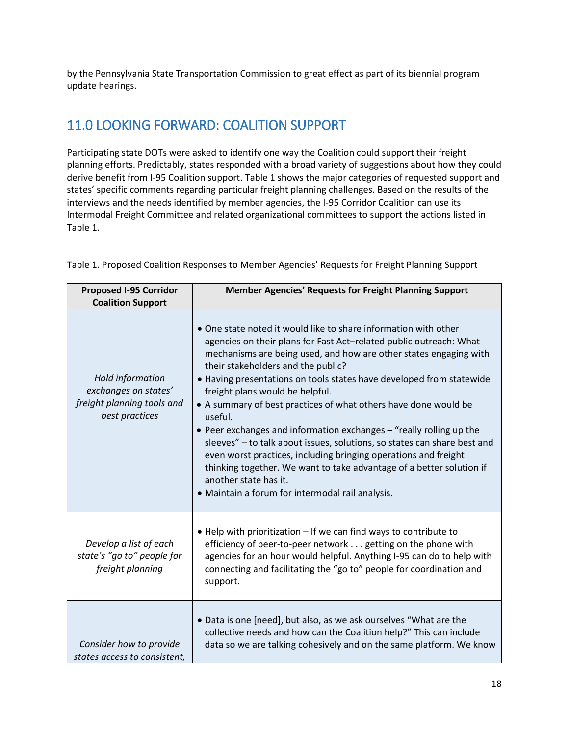by the Pennsylvania State Transportation Commission to great effect as part of its biennial program update hearings.

## 11.0 LOOKING FORWARD: COALITION SUPPORT

Participating state DOTs were asked to identify one way the Coalition could support their freight planning efforts. Predictably, states responded with a broad variety of suggestions about how they could derive benefit from I-95 Coalition support. Table 1 shows the major categories of requested support and states' specific comments regarding particular freight planning challenges. Based on the results of the interviews and the needs identified by member agencies, the I-95 Corridor Coalition can use its Intermodal Freight Committee and related organizational committees to support the actions listed in Table 1.

Table 1. Proposed Coalition Responses to Member Agencies' Requests for Freight Planning Support

| Proposed I-95 Corridor Coalition Support | Member Agencies' Requests for Freight Planning Support |
|---|---|
| *Hold information exchanges on states' freight planning tools and best practices* | • One state noted it would like to share information with other agencies on their plans for Fast Act–related public outreach: What mechanisms are being used, and how are other states engaging with their stakeholders and the public?<br>• Having presentations on tools states have developed from statewide freight plans would be helpful.<br>• A summary of best practices of what others have done would be useful.<br>• Peer exchanges and information exchanges – "really rolling up the sleeves" – to talk about issues, solutions, so states can share best and even worst practices, including bringing operations and freight thinking together. We want to take advantage of a better solution if another state has it.<br>• Maintain a forum for intermodal rail analysis. |
| *Develop a list of each state's "go to" people for freight planning* | • Help with prioritization – If we can find ways to contribute to efficiency of peer-to-peer network . . . getting on the phone with agencies for an hour would helpful. Anything I-95 can do to help with connecting and facilitating the "go to" people for coordination and support. |
| *Consider how to provide states access to consistent,* | • Data is one [need], but also, as we ask ourselves "What are the collective needs and how can the Coalition help?" This can include data so we are talking cohesively and on the same platform. We know |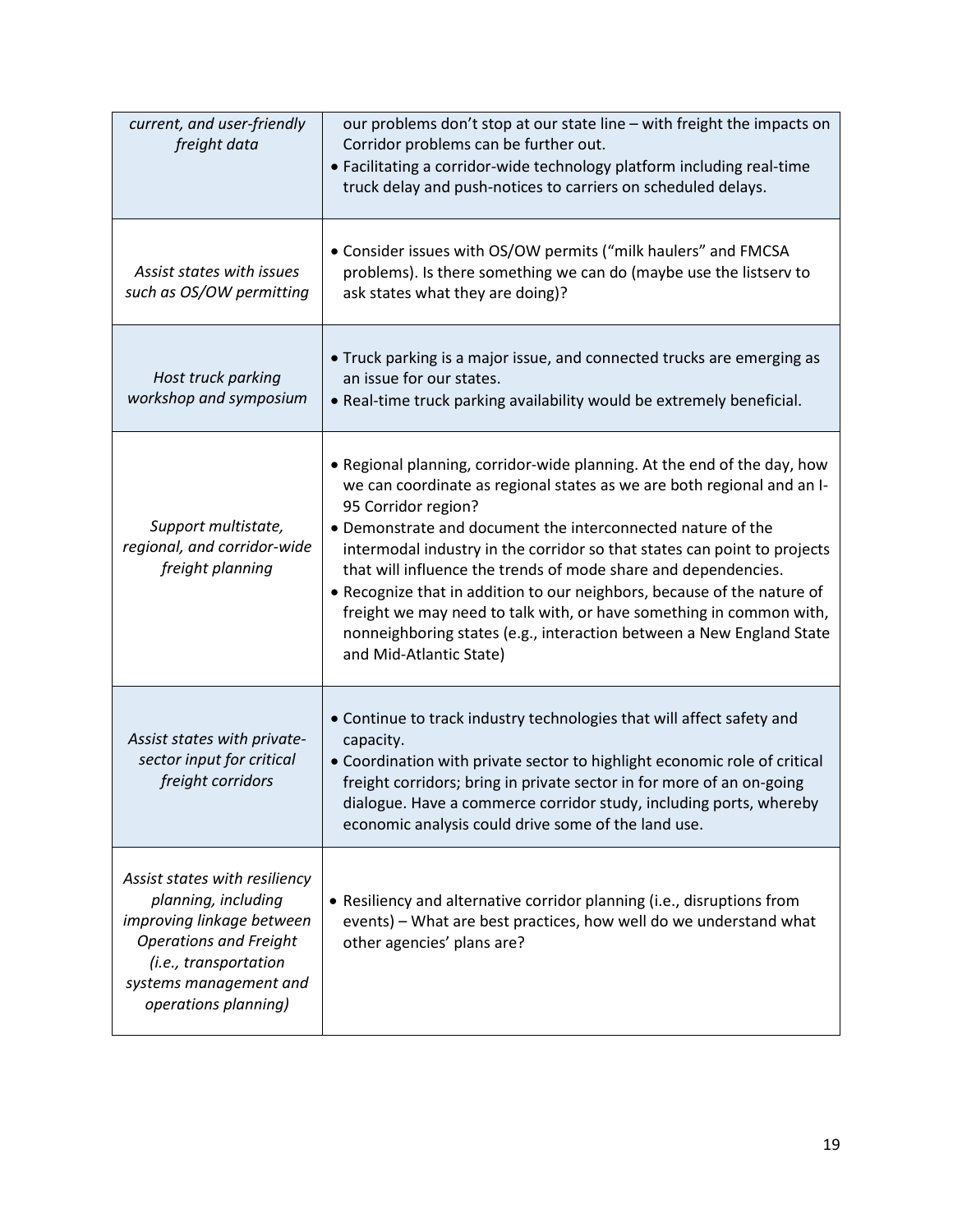| | |
|---|---|
| *current, and user-friendly freight data* | our problems don't stop at our state line – with freight the impacts on Corridor problems can be further out.<br>• Facilitating a corridor-wide technology platform including real-time truck delay and push-notices to carriers on scheduled delays. |
| *Assist states with issues such as OS/OW permitting* | • Consider issues with OS/OW permits ("milk haulers" and FMCSA problems). Is there something we can do (maybe use the listserv to ask states what they are doing)? |
| *Host truck parking workshop and symposium* | • Truck parking is a major issue, and connected trucks are emerging as an issue for our states.<br>• Real-time truck parking availability would be extremely beneficial. |
| *Support multistate, regional, and corridor-wide freight planning* | • Regional planning, corridor-wide planning. At the end of the day, how we can coordinate as regional states as we are both regional and an I-95 Corridor region?<br>• Demonstrate and document the interconnected nature of the intermodal industry in the corridor so that states can point to projects that will influence the trends of mode share and dependencies.<br>• Recognize that in addition to our neighbors, because of the nature of freight we may need to talk with, or have something in common with, nonneighboring states (e.g., interaction between a New England State and Mid-Atlantic State) |
| *Assist states with private-sector input for critical freight corridors* | • Continue to track industry technologies that will affect safety and capacity.<br>• Coordination with private sector to highlight economic role of critical freight corridors; bring in private sector in for more of an on-going dialogue. Have a commerce corridor study, including ports, whereby economic analysis could drive some of the land use. |
| *Assist states with resiliency planning, including improving linkage between Operations and Freight (i.e., transportation systems management and operations planning)* | • Resiliency and alternative corridor planning (i.e., disruptions from events) – What are best practices, how well do we understand what other agencies' plans are? |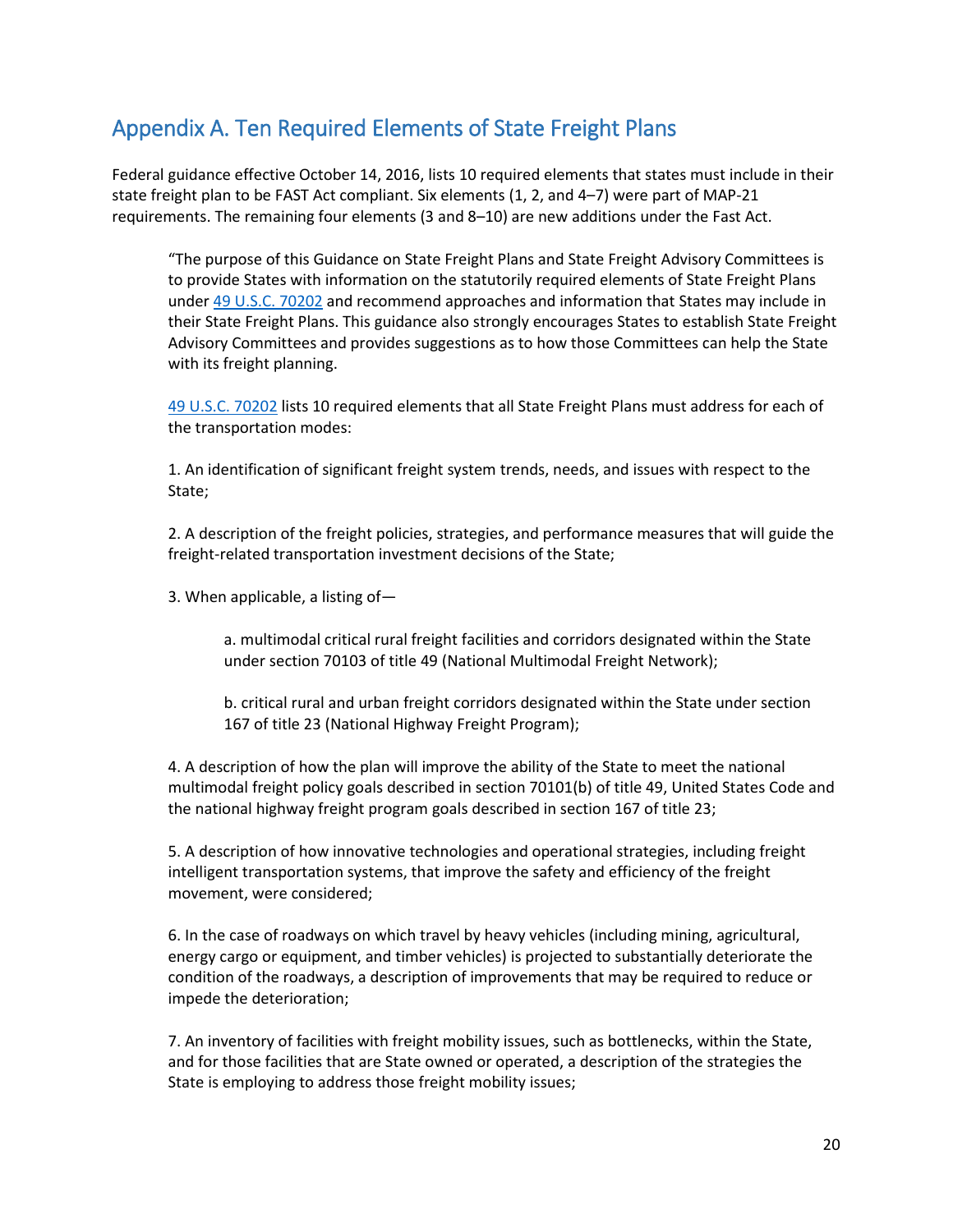## Appendix A. Ten Required Elements of State Freight Plans

Federal guidance effective October 14, 2016, lists 10 required elements that states must include in their state freight plan to be FAST Act compliant. Six elements (1, 2, and 4–7) were part of MAP-21 requirements. The remaining four elements (3 and 8–10) are new additions under the Fast Act.

> "The purpose of this Guidance on State Freight Plans and State Freight Advisory Committees is to provide States with information on the statutorily required elements of State Freight Plans under [49 U.S.C. 70202]() and recommend approaches and information that States may include in their State Freight Plans. This guidance also strongly encourages States to establish State Freight Advisory Committees and provides suggestions as to how those Committees can help the State with its freight planning.
>
> [49 U.S.C. 70202]() lists 10 required elements that all State Freight Plans must address for each of the transportation modes:
>
> 1. An identification of significant freight system trends, needs, and issues with respect to the State;
>
> 2. A description of the freight policies, strategies, and performance measures that will guide the freight-related transportation investment decisions of the State;
>
> 3. When applicable, a listing of—
>
>     a. multimodal critical rural freight facilities and corridors designated within the State under section 70103 of title 49 (National Multimodal Freight Network);
>
>     b. critical rural and urban freight corridors designated within the State under section 167 of title 23 (National Highway Freight Program);
>
> 4. A description of how the plan will improve the ability of the State to meet the national multimodal freight policy goals described in section 70101(b) of title 49, United States Code and the national highway freight program goals described in section 167 of title 23;
>
> 5. A description of how innovative technologies and operational strategies, including freight intelligent transportation systems, that improve the safety and efficiency of the freight movement, were considered;
>
> 6. In the case of roadways on which travel by heavy vehicles (including mining, agricultural, energy cargo or equipment, and timber vehicles) is projected to substantially deteriorate the condition of the roadways, a description of improvements that may be required to reduce or impede the deterioration;
>
> 7. An inventory of facilities with freight mobility issues, such as bottlenecks, within the State, and for those facilities that are State owned or operated, a description of the strategies the State is employing to address those freight mobility issues;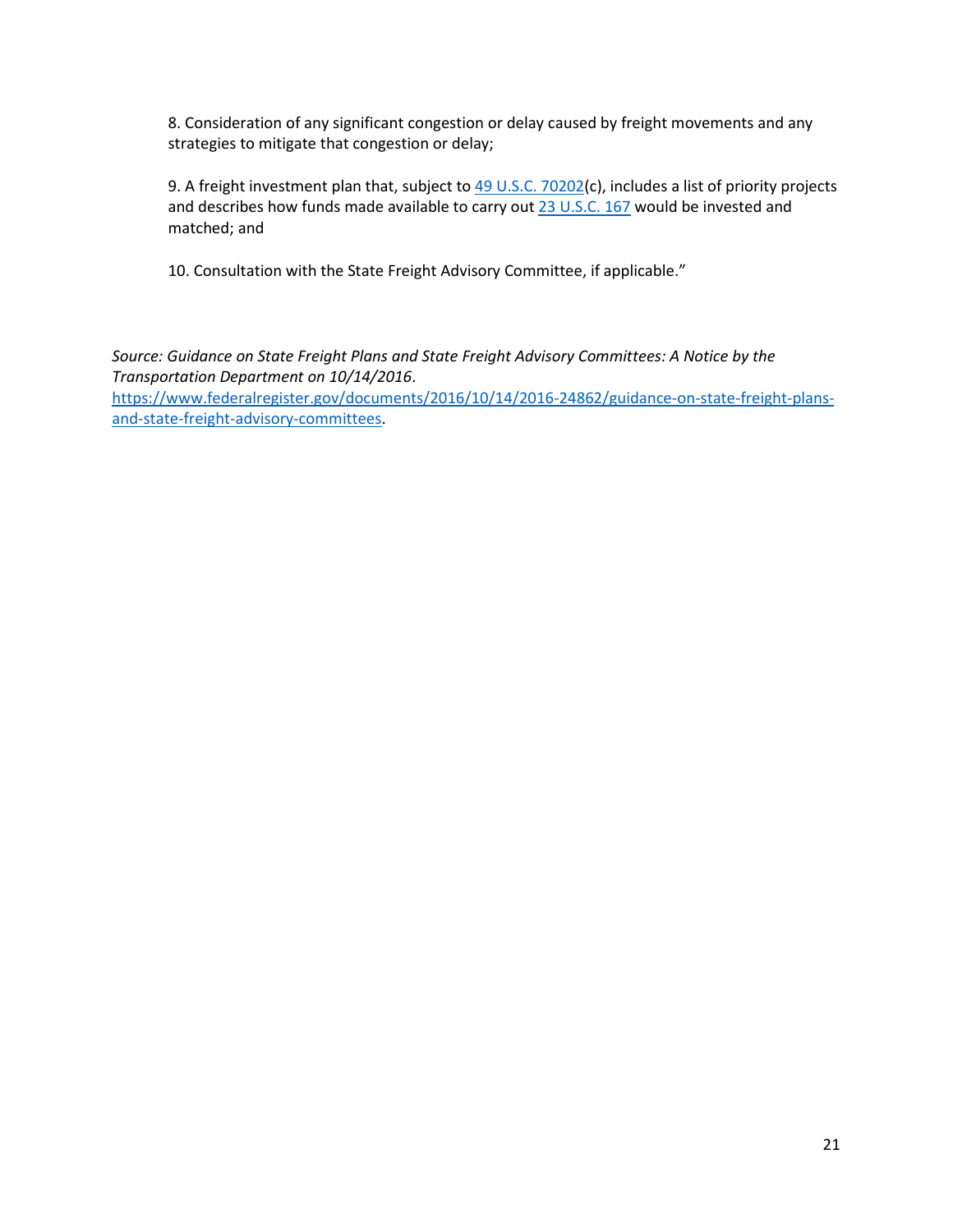8. Consideration of any significant congestion or delay caused by freight movements and any strategies to mitigate that congestion or delay;

9. A freight investment plan that, subject to [49 U.S.C. 70202](c), includes a list of priority projects and describes how funds made available to carry out [23 U.S.C. 167] would be invested and matched; and

10. Consultation with the State Freight Advisory Committee, if applicable."

*Source: Guidance on State Freight Plans and State Freight Advisory Committees: A Notice by the Transportation Department on 10/14/2016*. https://www.federalregister.gov/documents/2016/10/14/2016-24862/guidance-on-state-freight-plans-and-state-freight-advisory-committees.